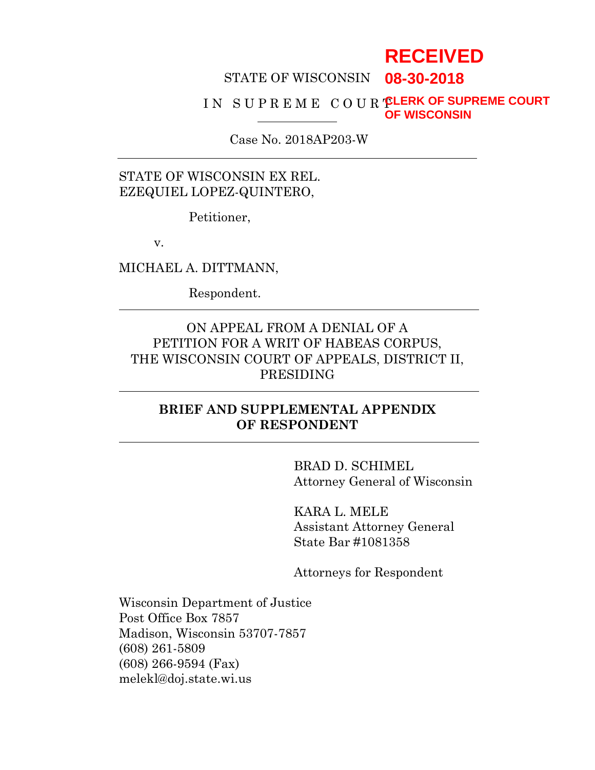RECEIVED

08-30-2018

CLERK OF SUPREME COURT
OF WISCONSIN

STATE OF WISCONSIN

I N  S U P R E M E  C O U R T

Case No. 2018AP203-W

---

STATE OF WISCONSIN EX REL.
EZEQUIEL LOPEZ-QUINTERO,

Petitioner,

v.

MICHAEL A. DITTMANN,

Respondent.

---

ON APPEAL FROM A DENIAL OF A
PETITION FOR A WRIT OF HABEAS CORPUS,
THE WISCONSIN COURT OF APPEALS, DISTRICT II,
PRESIDING

---

**BRIEF AND SUPPLEMENTAL APPENDIX
OF RESPONDENT**

---

BRAD D. SCHIMEL
Attorney General of Wisconsin

KARA L. MELE
Assistant Attorney General
State Bar #1081358

Attorneys for Respondent

Wisconsin Department of Justice
Post Office Box 7857
Madison, Wisconsin 53707-7857
(608) 261-5809
(608) 266-9594 (Fax)
melekl@doj.state.wi.us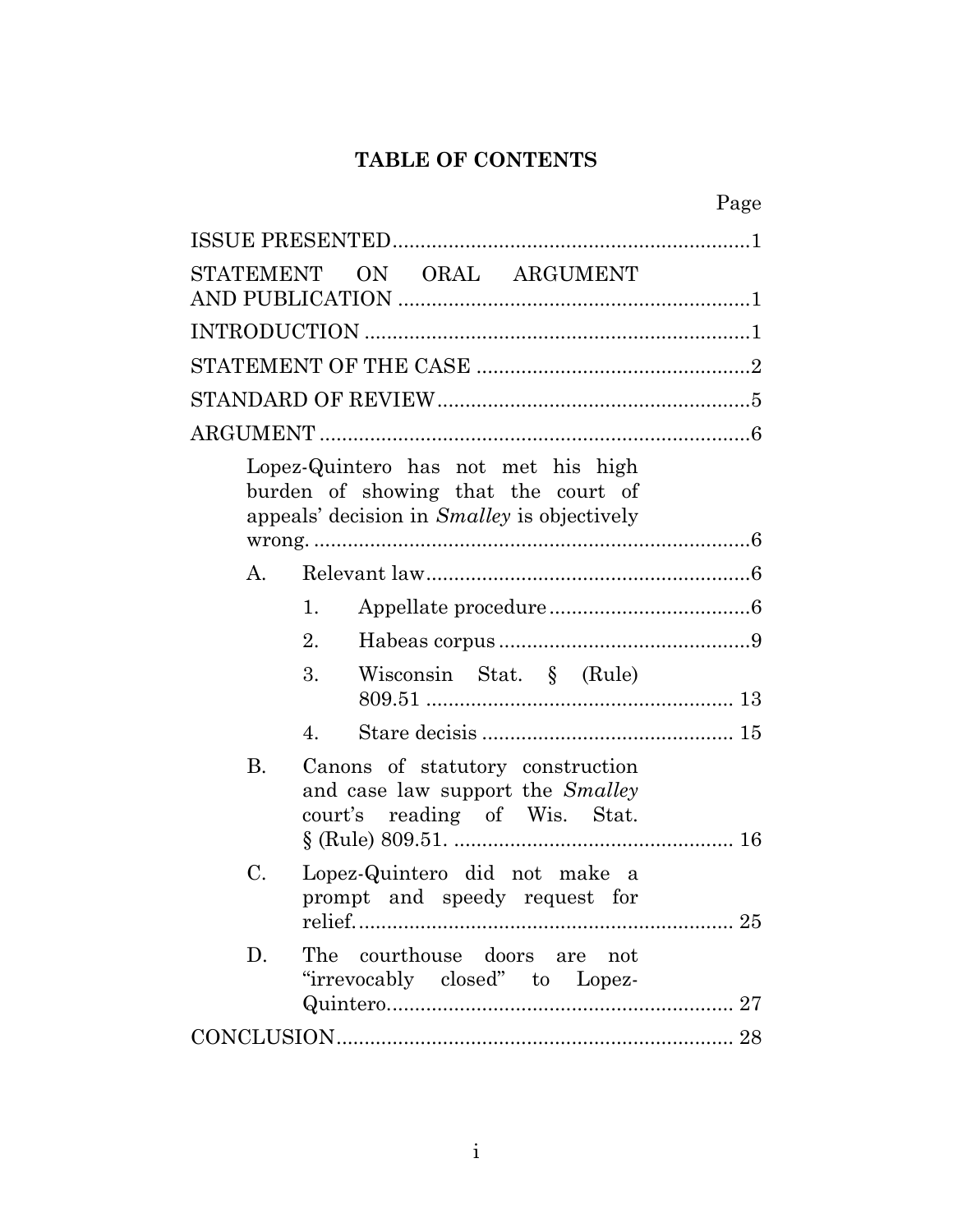# TABLE OF CONTENTS

| | Page |
|---|---|
| ISSUE PRESENTED | 1 |
| STATEMENT ON ORAL ARGUMENT AND PUBLICATION | 1 |
| INTRODUCTION | 1 |
| STATEMENT OF THE CASE | 2 |
| STANDARD OF REVIEW | 5 |
| ARGUMENT | 6 |
| Lopez-Quintero has not met his high burden of showing that the court of appeals' decision in *Smalley* is objectively wrong. | 6 |
| A. Relevant law | 6 |
| 1. Appellate procedure | 6 |
| 2. Habeas corpus | 9 |
| 3. Wisconsin Stat. § (Rule) 809.51 | 13 |
| 4. Stare decisis | 15 |
| B. Canons of statutory construction and case law support the *Smalley* court's reading of Wis. Stat. § (Rule) 809.51. | 16 |
| C. Lopez-Quintero did not make a prompt and speedy request for relief. | 25 |
| D. The courthouse doors are not "irrevocably closed" to Lopez-Quintero. | 27 |
| CONCLUSION | 28 |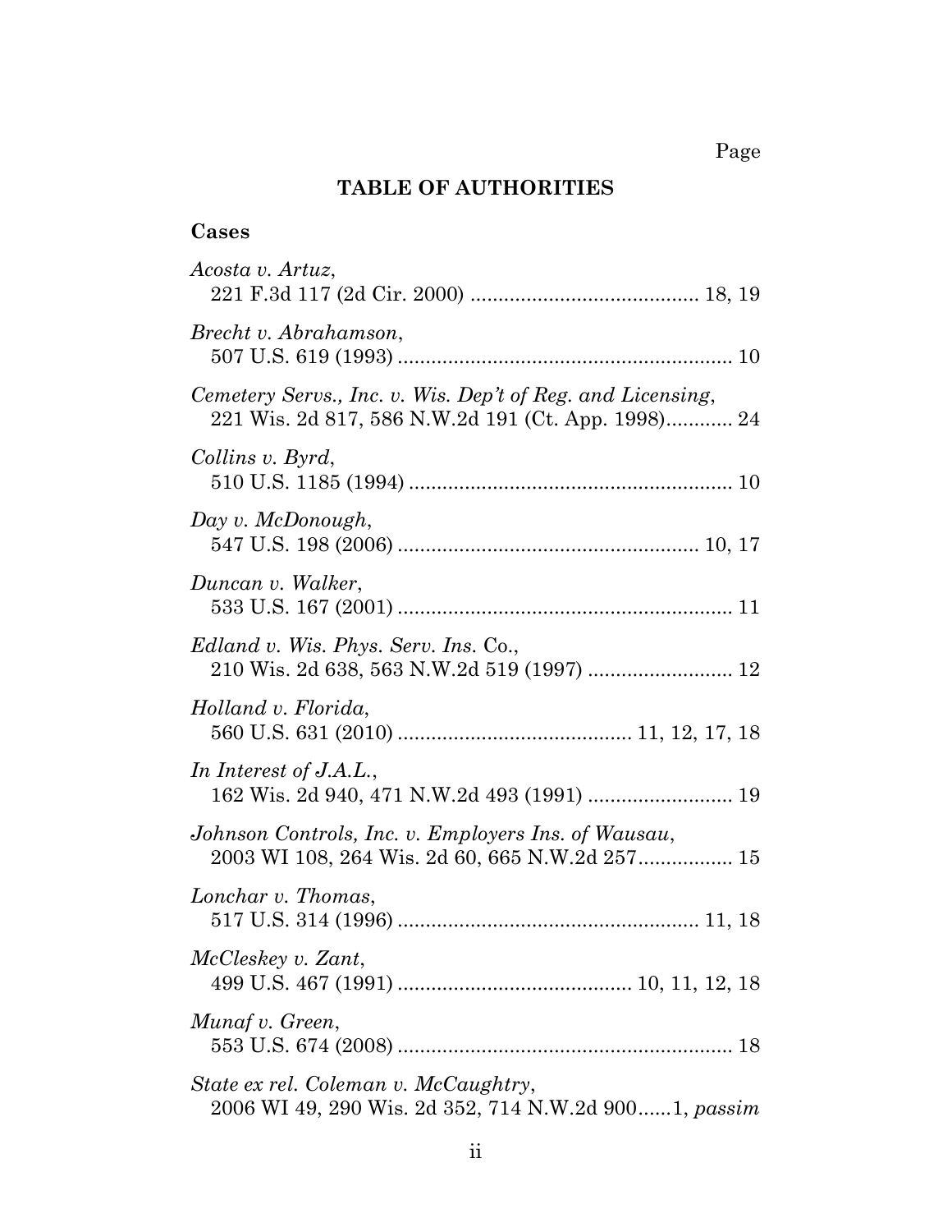Page

## TABLE OF AUTHORITIES

### Cases

*Acosta v. Artuz*,
221 F.3d 117 (2d Cir. 2000) ......................................... 18, 19

*Brecht v. Abrahamson*,
507 U.S. 619 (1993) ............................................................ 10

*Cemetery Servs., Inc. v. Wis. Dep't of Reg. and Licensing*,
221 Wis. 2d 817, 586 N.W.2d 191 (Ct. App. 1998)............ 24

*Collins v. Byrd*,
510 U.S. 1185 (1994) .......................................................... 10

*Day v. McDonough*,
547 U.S. 198 (2006) ...................................................... 10, 17

*Duncan v. Walker*,
533 U.S. 167 (2001) ............................................................ 11

*Edland v. Wis. Phys. Serv. Ins. Co.*,
210 Wis. 2d 638, 563 N.W.2d 519 (1997) .......................... 12

*Holland v. Florida*,
560 U.S. 631 (2010) .......................................... 11, 12, 17, 18

*In Interest of J.A.L.*,
162 Wis. 2d 940, 471 N.W.2d 493 (1991) .......................... 19

*Johnson Controls, Inc. v. Employers Ins. of Wausau*,
2003 WI 108, 264 Wis. 2d 60, 665 N.W.2d 257................. 15

*Lonchar v. Thomas*,
517 U.S. 314 (1996) ...................................................... 11, 18

*McCleskey v. Zant*,
499 U.S. 467 (1991) .......................................... 10, 11, 12, 18

*Munaf v. Green*,
553 U.S. 674 (2008) ............................................................ 18

*State ex rel. Coleman v. McCaughtry*,
2006 WI 49, 290 Wis. 2d 352, 714 N.W.2d 900......1, *passim*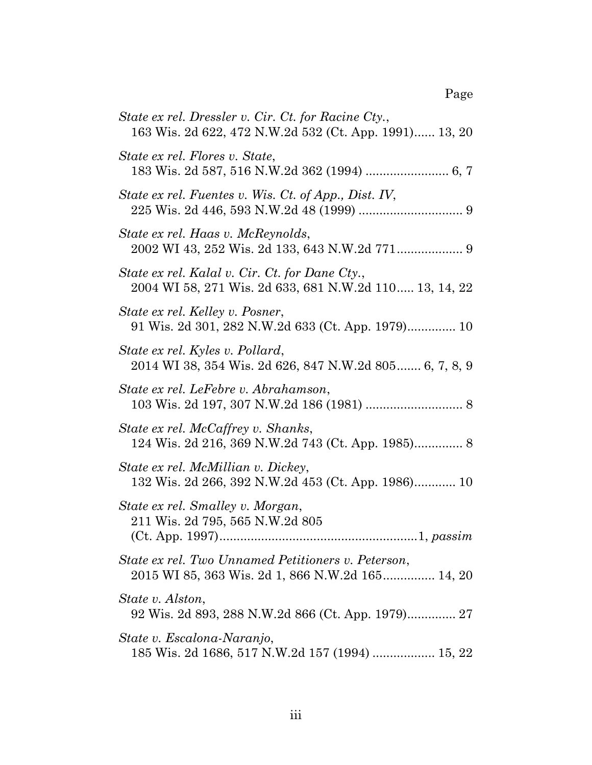Page

*State ex rel. Dressler v. Cir. Ct. for Racine Cty.*,
163 Wis. 2d 622, 472 N.W.2d 532 (Ct. App. 1991)...... 13, 20

*State ex rel. Flores v. State*,
183 Wis. 2d 587, 516 N.W.2d 362 (1994) ........................ 6, 7

*State ex rel. Fuentes v. Wis. Ct. of App., Dist. IV*,
225 Wis. 2d 446, 593 N.W.2d 48 (1999) .............................. 9

*State ex rel. Haas v. McReynolds*,
2002 WI 43, 252 Wis. 2d 133, 643 N.W.2d 771................... 9

*State ex rel. Kalal v. Cir. Ct. for Dane Cty.*,
2004 WI 58, 271 Wis. 2d 633, 681 N.W.2d 110..... 13, 14, 22

*State ex rel. Kelley v. Posner*,
91 Wis. 2d 301, 282 N.W.2d 633 (Ct. App. 1979).............. 10

*State ex rel. Kyles v. Pollard*,
2014 WI 38, 354 Wis. 2d 626, 847 N.W.2d 805....... 6, 7, 8, 9

*State ex rel. LeFebre v. Abrahamson*,
103 Wis. 2d 197, 307 N.W.2d 186 (1981) ............................ 8

*State ex rel. McCaffrey v. Shanks*,
124 Wis. 2d 216, 369 N.W.2d 743 (Ct. App. 1985).............. 8

*State ex rel. McMillian v. Dickey*,
132 Wis. 2d 266, 392 N.W.2d 453 (Ct. App. 1986)............ 10

*State ex rel. Smalley v. Morgan*,
211 Wis. 2d 795, 565 N.W.2d 805
(Ct. App. 1997).........................................................1, *passim*

*State ex rel. Two Unnamed Petitioners v. Peterson*,
2015 WI 85, 363 Wis. 2d 1, 866 N.W.2d 165............... 14, 20

*State v. Alston*,
92 Wis. 2d 893, 288 N.W.2d 866 (Ct. App. 1979).............. 27

*State v. Escalona-Naranjo*,
185 Wis. 2d 1686, 517 N.W.2d 157 (1994) .................. 15, 22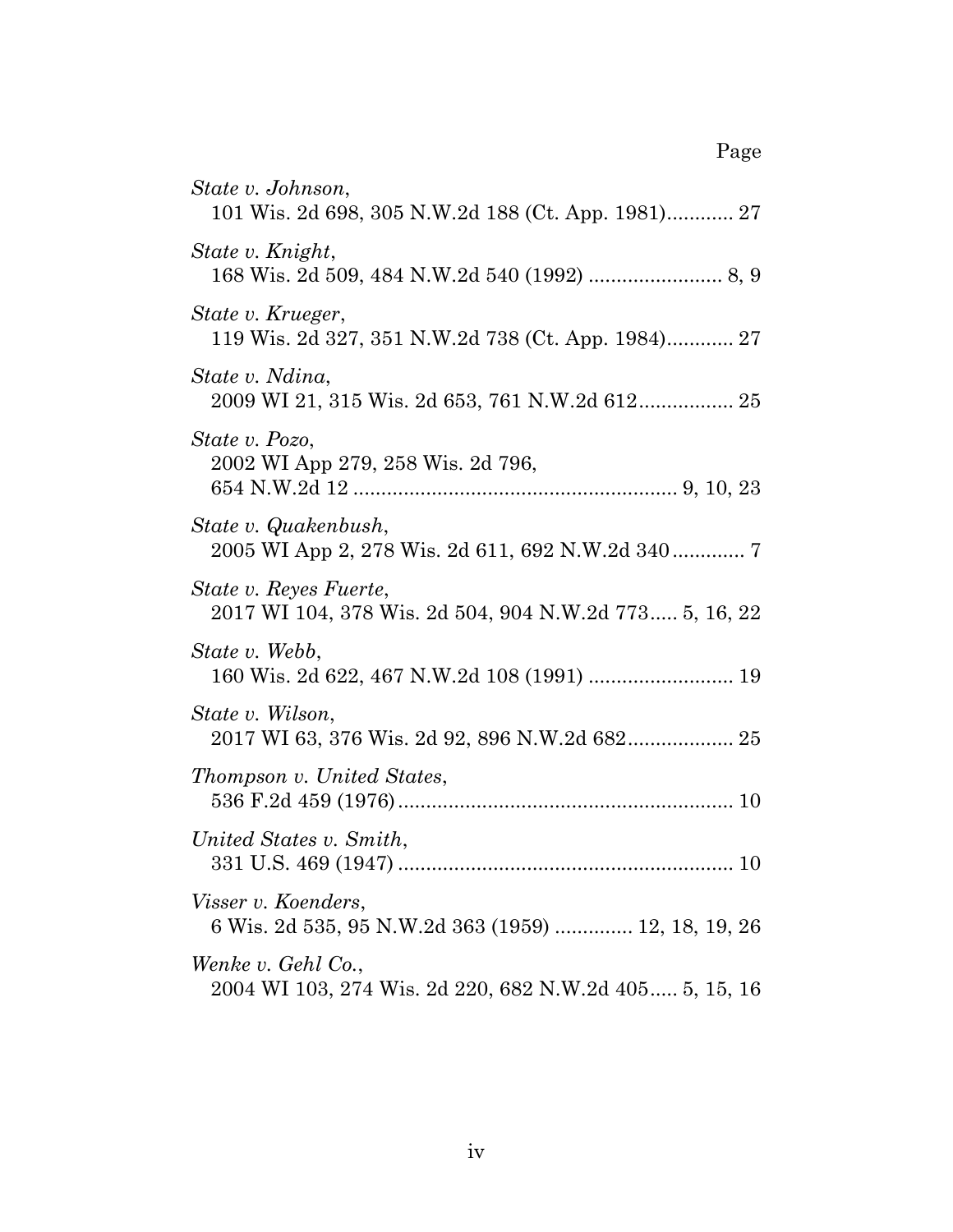Page

*State v. Johnson*,
101 Wis. 2d 698, 305 N.W.2d 188 (Ct. App. 1981)............ 27

*State v. Knight*,
168 Wis. 2d 509, 484 N.W.2d 540 (1992) ........................ 8, 9

*State v. Krueger*,
119 Wis. 2d 327, 351 N.W.2d 738 (Ct. App. 1984)............ 27

*State v. Ndina*,
2009 WI 21, 315 Wis. 2d 653, 761 N.W.2d 612................. 25

*State v. Pozo*,
2002 WI App 279, 258 Wis. 2d 796,
654 N.W.2d 12 .......................................................... 9, 10, 23

*State v. Quakenbush*,
2005 WI App 2, 278 Wis. 2d 611, 692 N.W.2d 340 ............. 7

*State v. Reyes Fuerte*,
2017 WI 104, 378 Wis. 2d 504, 904 N.W.2d 773..... 5, 16, 22

*State v. Webb*,
160 Wis. 2d 622, 467 N.W.2d 108 (1991) .......................... 19

*State v. Wilson*,
2017 WI 63, 376 Wis. 2d 92, 896 N.W.2d 682................... 25

*Thompson v. United States*,
536 F.2d 459 (1976)............................................................ 10

*United States v. Smith*,
331 U.S. 469 (1947) ............................................................ 10

*Visser v. Koenders*,
6 Wis. 2d 535, 95 N.W.2d 363 (1959) ............. 12, 18, 19, 26

*Wenke v. Gehl Co.*,
2004 WI 103, 274 Wis. 2d 220, 682 N.W.2d 405..... 5, 15, 16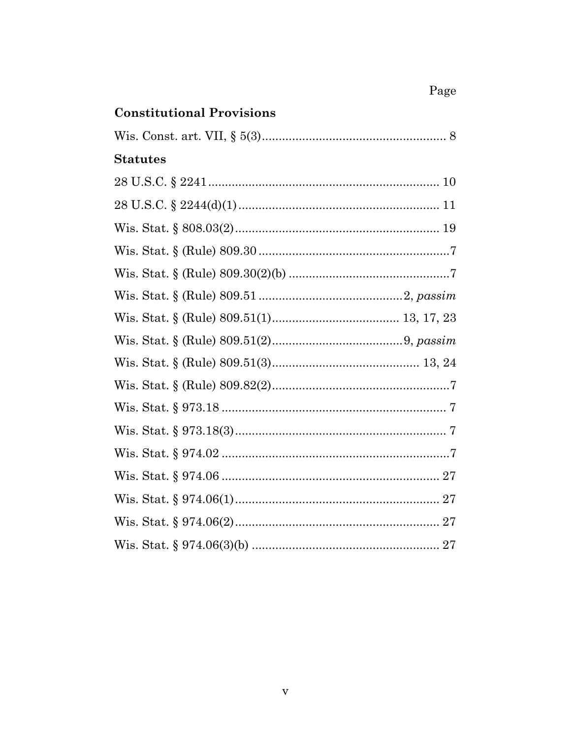Page

**Constitutional Provisions**

Wis. Const. art. VII, § 5(3)........................................................ 8

**Statutes**

28 U.S.C. § 2241..................................................................... 10

28 U.S.C. § 2244(d)(1)............................................................ 11

Wis. Stat. § 808.03(2)............................................................. 19

Wis. Stat. § (Rule) 809.30..........................................................7

Wis. Stat. § (Rule) 809.30(2)(b) .................................................7

Wis. Stat. § (Rule) 809.51 ...........................................2, *passim*

Wis. Stat. § (Rule) 809.51(1)...................................... 13, 17, 23

Wis. Stat. § (Rule) 809.51(2).......................................9, *passim*

Wis. Stat. § (Rule) 809.51(3)............................................ 13, 24

Wis. Stat. § (Rule) 809.82(2).......................................................7

Wis. Stat. § 973.18 ................................................................... 7

Wis. Stat. § 973.18(3)................................................................ 7

Wis. Stat. § 974.02 ....................................................................7

Wis. Stat. § 974.06 ................................................................. 27

Wis. Stat. § 974.06(1).............................................................. 27

Wis. Stat. § 974.06(2).............................................................. 27

Wis. Stat. § 974.06(3)(b) ......................................................... 27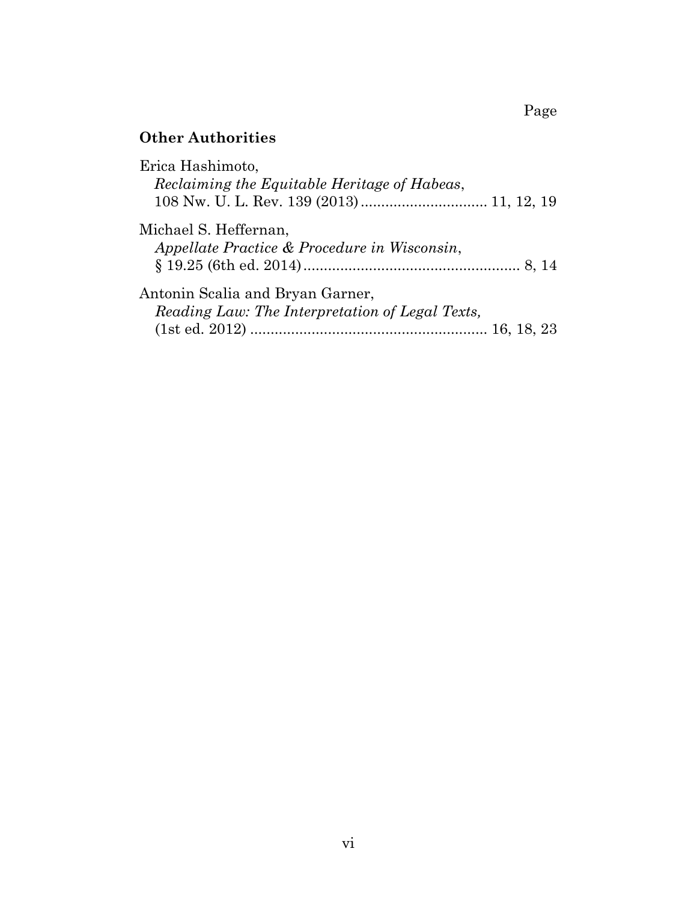Page

**Other Authorities**

Erica Hashimoto,
*Reclaiming the Equitable Heritage of Habeas*,
108 Nw. U. L. Rev. 139 (2013) ............................... 11, 12, 19

Michael S. Heffernan,
*Appellate Practice & Procedure in Wisconsin*,
§ 19.25 (6th ed. 2014) ..................................................... 8, 14

Antonin Scalia and Bryan Garner,
*Reading Law: The Interpretation of Legal Texts,*
(1st ed. 2012) .......................................................... 16, 18, 23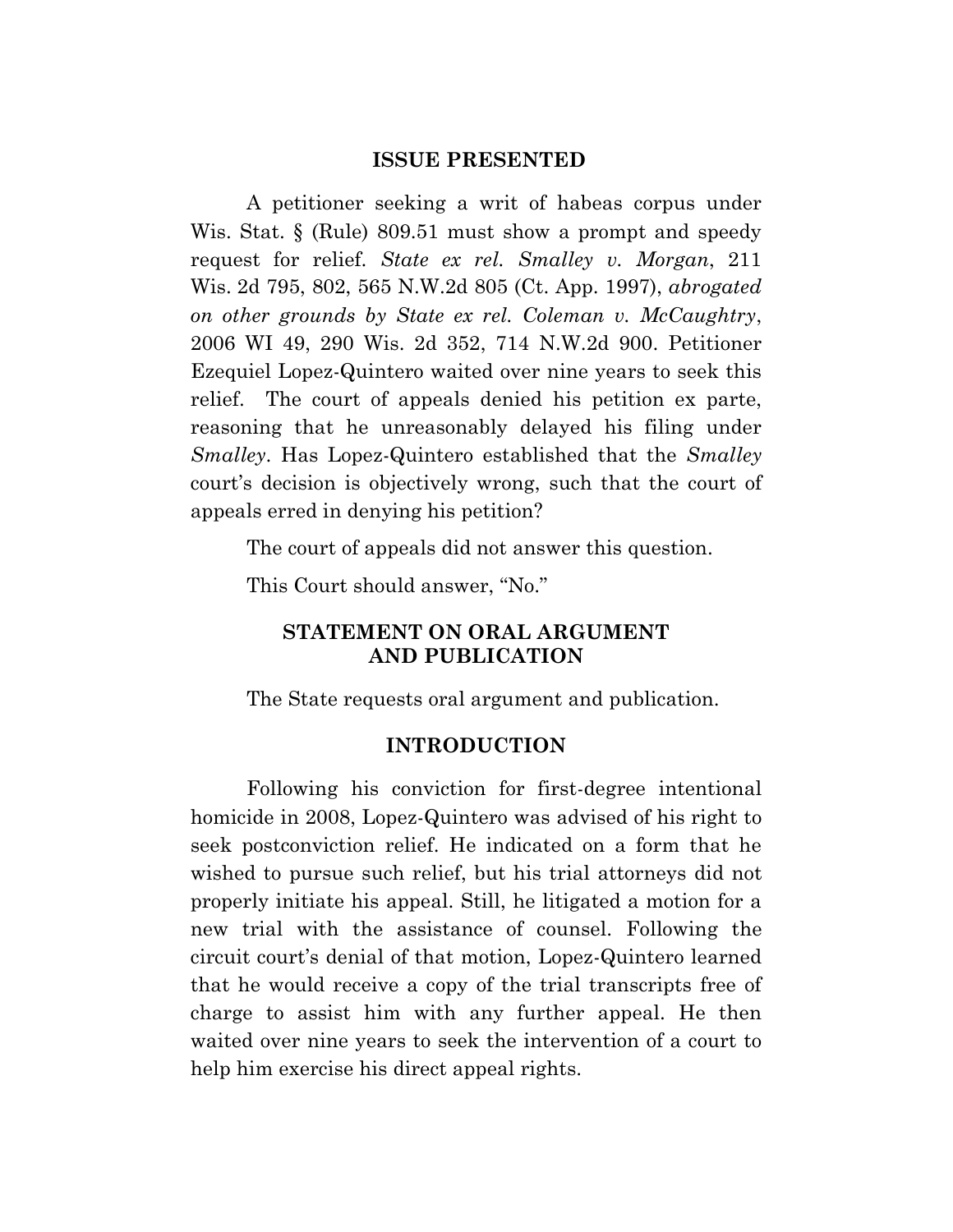## ISSUE PRESENTED

A petitioner seeking a writ of habeas corpus under Wis. Stat. § (Rule) 809.51 must show a prompt and speedy request for relief. *State ex rel. Smalley v. Morgan*, 211 Wis. 2d 795, 802, 565 N.W.2d 805 (Ct. App. 1997), *abrogated on other grounds by State ex rel. Coleman v. McCaughtry*, 2006 WI 49, 290 Wis. 2d 352, 714 N.W.2d 900. Petitioner Ezequiel Lopez-Quintero waited over nine years to seek this relief. The court of appeals denied his petition ex parte, reasoning that he unreasonably delayed his filing under *Smalley*. Has Lopez-Quintero established that the *Smalley* court's decision is objectively wrong, such that the court of appeals erred in denying his petition?

The court of appeals did not answer this question.

This Court should answer, "No."

## STATEMENT ON ORAL ARGUMENT AND PUBLICATION

The State requests oral argument and publication.

## INTRODUCTION

Following his conviction for first-degree intentional homicide in 2008, Lopez-Quintero was advised of his right to seek postconviction relief. He indicated on a form that he wished to pursue such relief, but his trial attorneys did not properly initiate his appeal. Still, he litigated a motion for a new trial with the assistance of counsel. Following the circuit court's denial of that motion, Lopez-Quintero learned that he would receive a copy of the trial transcripts free of charge to assist him with any further appeal. He then waited over nine years to seek the intervention of a court to help him exercise his direct appeal rights.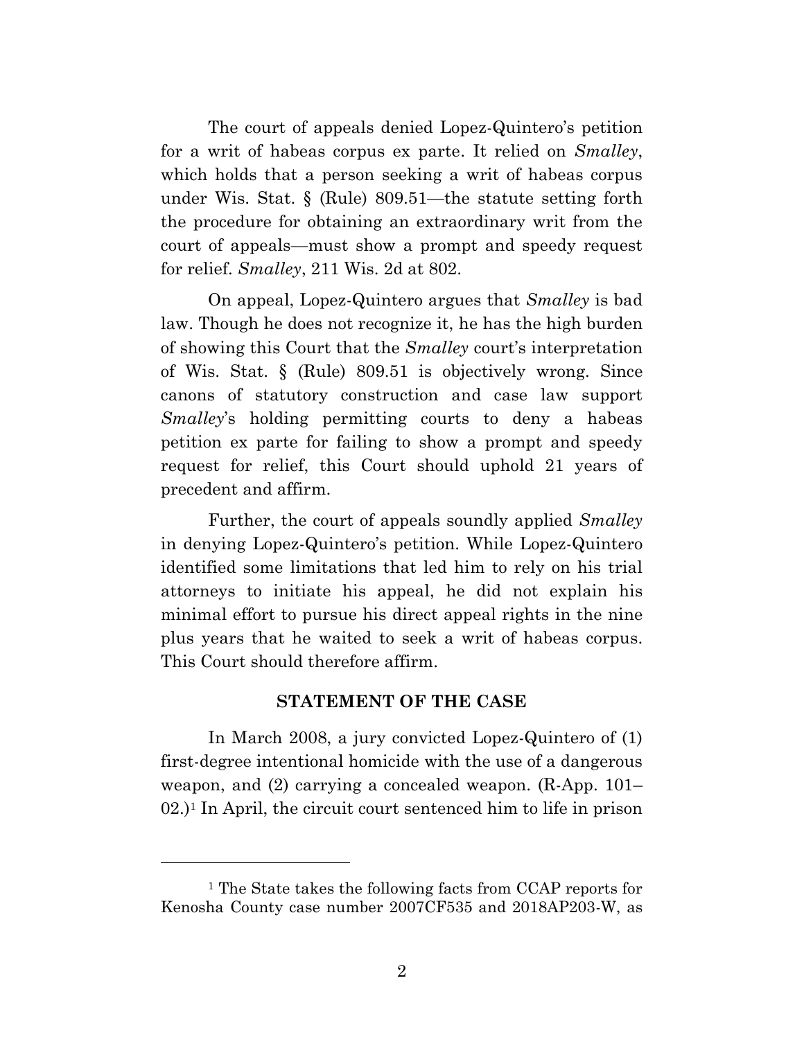The court of appeals denied Lopez-Quintero's petition for a writ of habeas corpus ex parte. It relied on *Smalley*, which holds that a person seeking a writ of habeas corpus under Wis. Stat. § (Rule) 809.51—the statute setting forth the procedure for obtaining an extraordinary writ from the court of appeals—must show a prompt and speedy request for relief. *Smalley*, 211 Wis. 2d at 802.

On appeal, Lopez-Quintero argues that *Smalley* is bad law. Though he does not recognize it, he has the high burden of showing this Court that the *Smalley* court's interpretation of Wis. Stat. § (Rule) 809.51 is objectively wrong. Since canons of statutory construction and case law support *Smalley*'s holding permitting courts to deny a habeas petition ex parte for failing to show a prompt and speedy request for relief, this Court should uphold 21 years of precedent and affirm.

Further, the court of appeals soundly applied *Smalley* in denying Lopez-Quintero's petition. While Lopez-Quintero identified some limitations that led him to rely on his trial attorneys to initiate his appeal, he did not explain his minimal effort to pursue his direct appeal rights in the nine plus years that he waited to seek a writ of habeas corpus. This Court should therefore affirm.

## STATEMENT OF THE CASE

In March 2008, a jury convicted Lopez-Quintero of (1) first-degree intentional homicide with the use of a dangerous weapon, and (2) carrying a concealed weapon. (R-App. 101–02.)[1] In April, the circuit court sentenced him to life in prison

---

[1] The State takes the following facts from CCAP reports for Kenosha County case number 2007CF535 and 2018AP203-W, as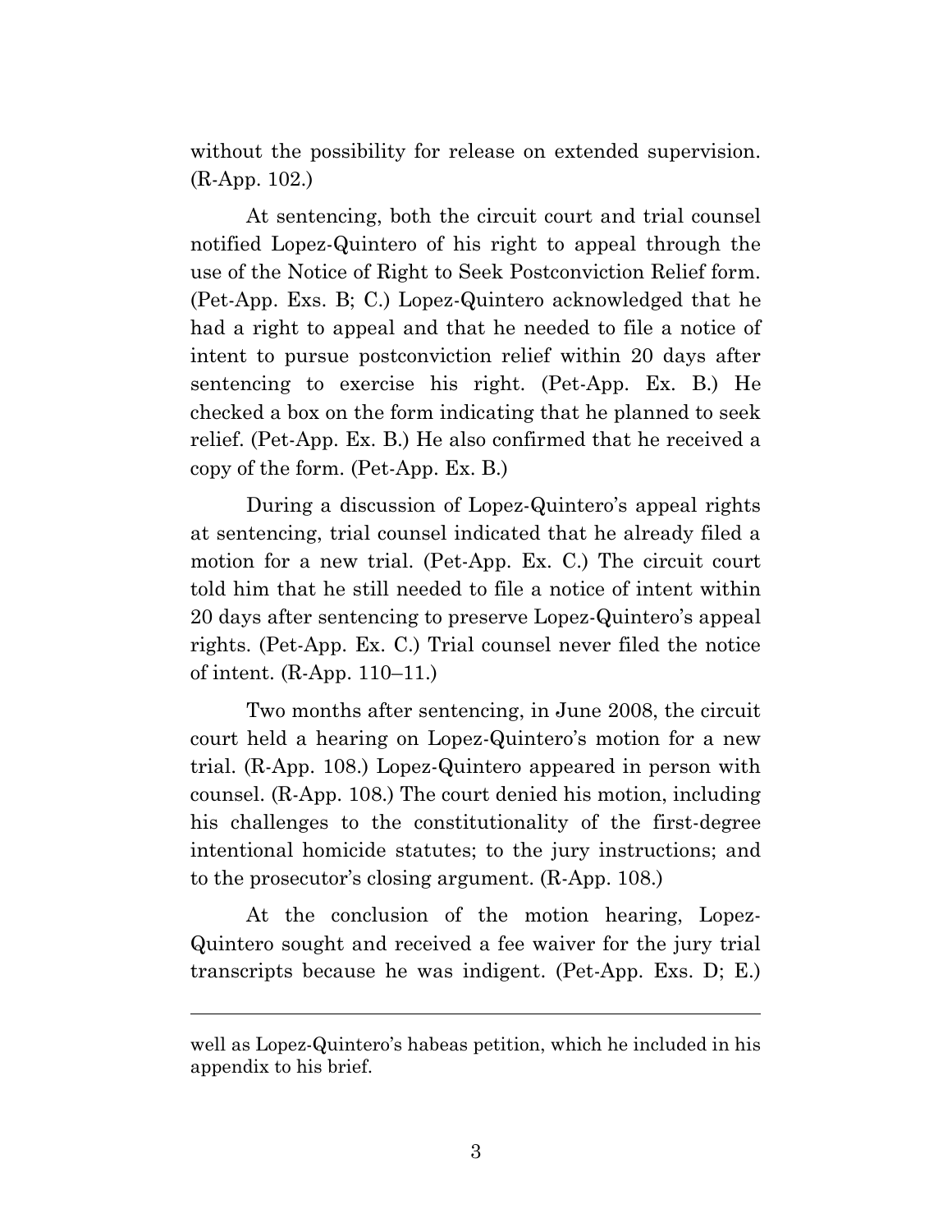without the possibility for release on extended supervision. (R-App. 102.)

At sentencing, both the circuit court and trial counsel notified Lopez-Quintero of his right to appeal through the use of the Notice of Right to Seek Postconviction Relief form. (Pet-App. Exs. B; C.) Lopez-Quintero acknowledged that he had a right to appeal and that he needed to file a notice of intent to pursue postconviction relief within 20 days after sentencing to exercise his right. (Pet-App. Ex. B.) He checked a box on the form indicating that he planned to seek relief. (Pet-App. Ex. B.) He also confirmed that he received a copy of the form. (Pet-App. Ex. B.)

During a discussion of Lopez-Quintero's appeal rights at sentencing, trial counsel indicated that he already filed a motion for a new trial. (Pet-App. Ex. C.) The circuit court told him that he still needed to file a notice of intent within 20 days after sentencing to preserve Lopez-Quintero's appeal rights. (Pet-App. Ex. C.) Trial counsel never filed the notice of intent. (R-App. 110–11.)

Two months after sentencing, in June 2008, the circuit court held a hearing on Lopez-Quintero's motion for a new trial. (R-App. 108.) Lopez-Quintero appeared in person with counsel. (R-App. 108.) The court denied his motion, including his challenges to the constitutionality of the first-degree intentional homicide statutes; to the jury instructions; and to the prosecutor's closing argument. (R-App. 108.)

At the conclusion of the motion hearing, Lopez-Quintero sought and received a fee waiver for the jury trial transcripts because he was indigent. (Pet-App. Exs. D; E.)

---

well as Lopez-Quintero's habeas petition, which he included in his appendix to his brief.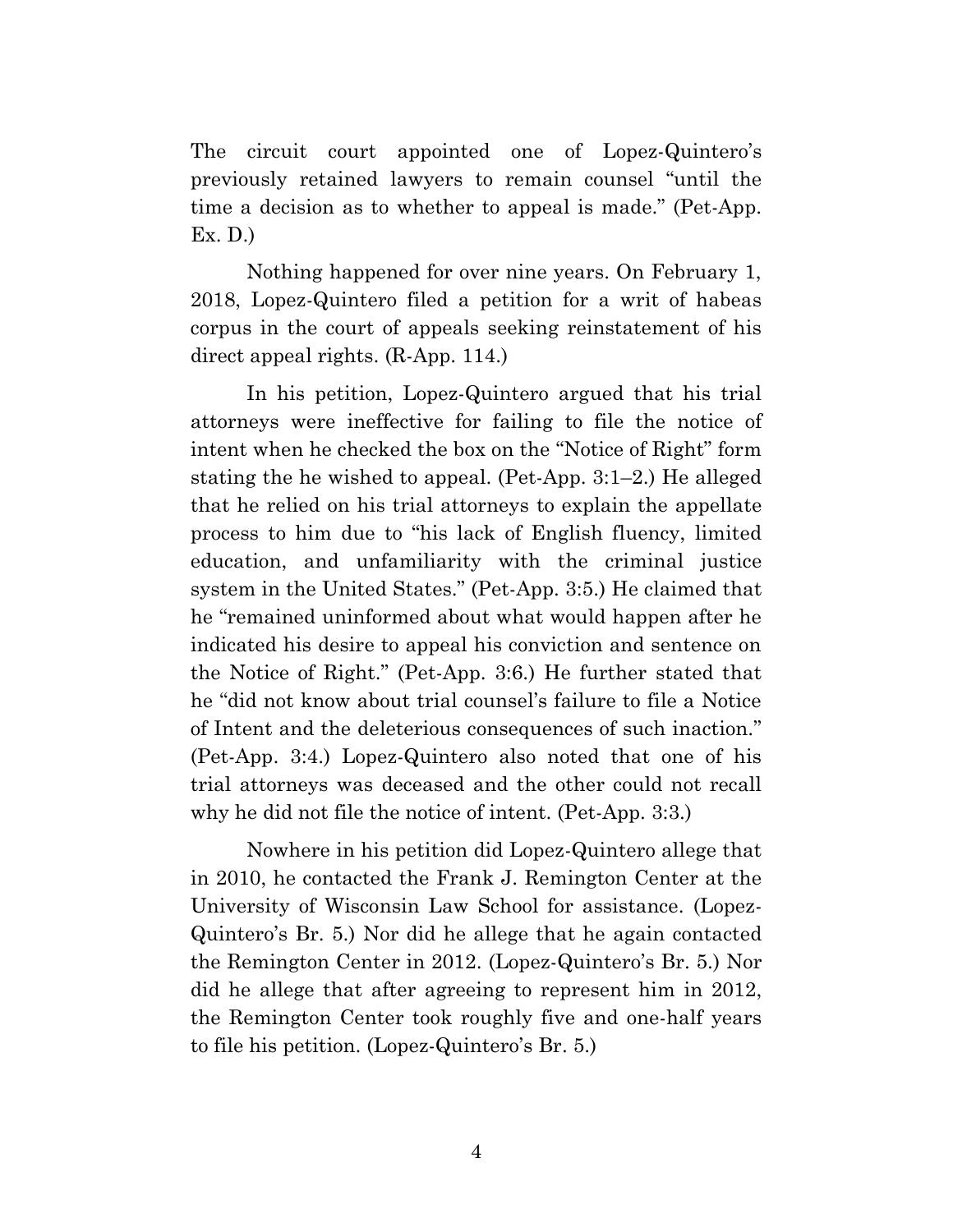The circuit court appointed one of Lopez-Quintero's previously retained lawyers to remain counsel "until the time a decision as to whether to appeal is made." (Pet-App. Ex. D.)

Nothing happened for over nine years. On February 1, 2018, Lopez-Quintero filed a petition for a writ of habeas corpus in the court of appeals seeking reinstatement of his direct appeal rights. (R-App. 114.)

In his petition, Lopez-Quintero argued that his trial attorneys were ineffective for failing to file the notice of intent when he checked the box on the "Notice of Right" form stating the he wished to appeal. (Pet-App. 3:1–2.) He alleged that he relied on his trial attorneys to explain the appellate process to him due to "his lack of English fluency, limited education, and unfamiliarity with the criminal justice system in the United States." (Pet-App. 3:5.) He claimed that he "remained uninformed about what would happen after he indicated his desire to appeal his conviction and sentence on the Notice of Right." (Pet-App. 3:6.) He further stated that he "did not know about trial counsel's failure to file a Notice of Intent and the deleterious consequences of such inaction." (Pet-App. 3:4.) Lopez-Quintero also noted that one of his trial attorneys was deceased and the other could not recall why he did not file the notice of intent. (Pet-App. 3:3.)

Nowhere in his petition did Lopez-Quintero allege that in 2010, he contacted the Frank J. Remington Center at the University of Wisconsin Law School for assistance. (Lopez-Quintero's Br. 5.) Nor did he allege that he again contacted the Remington Center in 2012. (Lopez-Quintero's Br. 5.) Nor did he allege that after agreeing to represent him in 2012, the Remington Center took roughly five and one-half years to file his petition. (Lopez-Quintero's Br. 5.)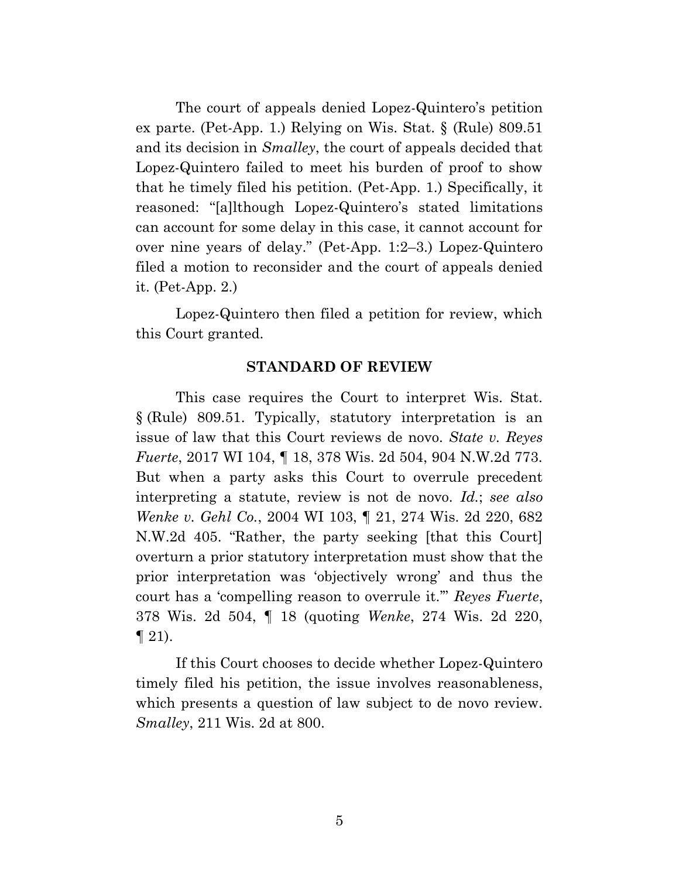The court of appeals denied Lopez-Quintero's petition ex parte. (Pet-App. 1.) Relying on Wis. Stat. § (Rule) 809.51 and its decision in *Smalley*, the court of appeals decided that Lopez-Quintero failed to meet his burden of proof to show that he timely filed his petition. (Pet-App. 1.) Specifically, it reasoned: "[a]lthough Lopez-Quintero's stated limitations can account for some delay in this case, it cannot account for over nine years of delay." (Pet-App. 1:2–3.) Lopez-Quintero filed a motion to reconsider and the court of appeals denied it. (Pet-App. 2.)

Lopez-Quintero then filed a petition for review, which this Court granted.

## STANDARD OF REVIEW

This case requires the Court to interpret Wis. Stat. § (Rule) 809.51. Typically, statutory interpretation is an issue of law that this Court reviews de novo. *State v. Reyes Fuerte*, 2017 WI 104, ¶ 18, 378 Wis. 2d 504, 904 N.W.2d 773. But when a party asks this Court to overrule precedent interpreting a statute, review is not de novo. *Id.*; *see also Wenke v. Gehl Co.*, 2004 WI 103, ¶ 21, 274 Wis. 2d 220, 682 N.W.2d 405. "Rather, the party seeking [that this Court] overturn a prior statutory interpretation must show that the prior interpretation was 'objectively wrong' and thus the court has a 'compelling reason to overrule it.'" *Reyes Fuerte*, 378 Wis. 2d 504, ¶ 18 (quoting *Wenke*, 274 Wis. 2d 220, ¶ 21).

If this Court chooses to decide whether Lopez-Quintero timely filed his petition, the issue involves reasonableness, which presents a question of law subject to de novo review. *Smalley*, 211 Wis. 2d at 800.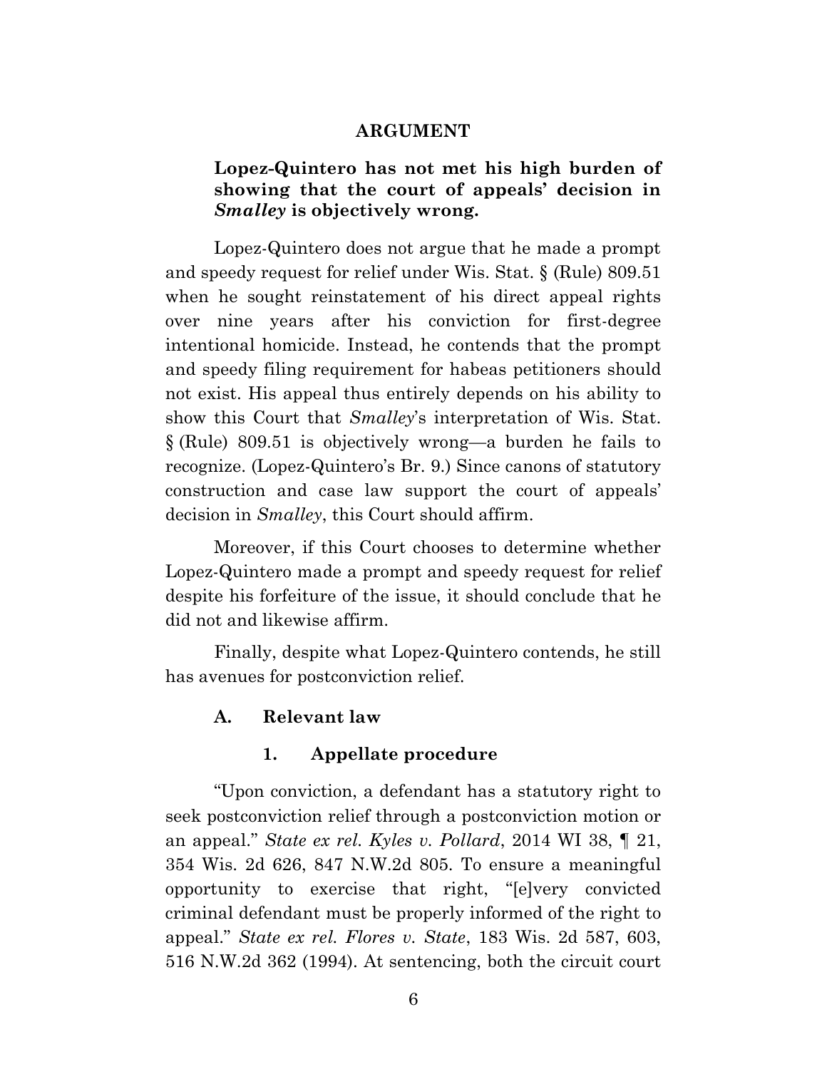# ARGUMENT

## Lopez-Quintero has not met his high burden of showing that the court of appeals' decision in *Smalley* is objectively wrong.

Lopez-Quintero does not argue that he made a prompt and speedy request for relief under Wis. Stat. § (Rule) 809.51 when he sought reinstatement of his direct appeal rights over nine years after his conviction for first-degree intentional homicide. Instead, he contends that the prompt and speedy filing requirement for habeas petitioners should not exist. His appeal thus entirely depends on his ability to show this Court that *Smalley*'s interpretation of Wis. Stat. § (Rule) 809.51 is objectively wrong—a burden he fails to recognize. (Lopez-Quintero's Br. 9.) Since canons of statutory construction and case law support the court of appeals' decision in *Smalley*, this Court should affirm.

Moreover, if this Court chooses to determine whether Lopez-Quintero made a prompt and speedy request for relief despite his forfeiture of the issue, it should conclude that he did not and likewise affirm.

Finally, despite what Lopez-Quintero contends, he still has avenues for postconviction relief.

### A. Relevant law

#### 1. Appellate procedure

"Upon conviction, a defendant has a statutory right to seek postconviction relief through a postconviction motion or an appeal." *State ex rel. Kyles v. Pollard*, 2014 WI 38, ¶ 21, 354 Wis. 2d 626, 847 N.W.2d 805. To ensure a meaningful opportunity to exercise that right, "[e]very convicted criminal defendant must be properly informed of the right to appeal." *State ex rel. Flores v. State*, 183 Wis. 2d 587, 603, 516 N.W.2d 362 (1994). At sentencing, both the circuit court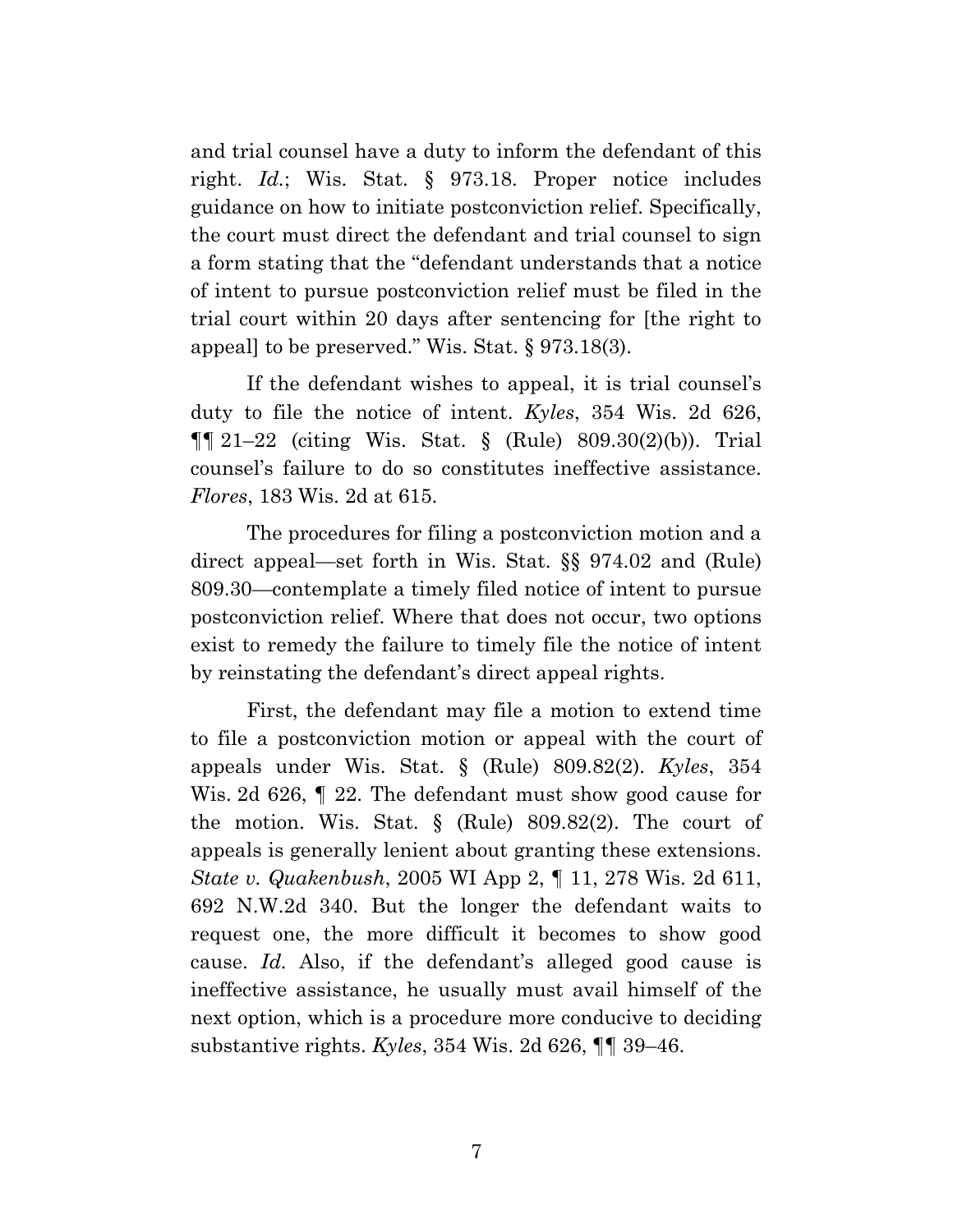and trial counsel have a duty to inform the defendant of this right. *Id.*; Wis. Stat. § 973.18. Proper notice includes guidance on how to initiate postconviction relief. Specifically, the court must direct the defendant and trial counsel to sign a form stating that the "defendant understands that a notice of intent to pursue postconviction relief must be filed in the trial court within 20 days after sentencing for [the right to appeal] to be preserved." Wis. Stat. § 973.18(3).

If the defendant wishes to appeal, it is trial counsel's duty to file the notice of intent. *Kyles*, 354 Wis. 2d 626, ¶¶ 21–22 (citing Wis. Stat. § (Rule) 809.30(2)(b)). Trial counsel's failure to do so constitutes ineffective assistance. *Flores*, 183 Wis. 2d at 615.

The procedures for filing a postconviction motion and a direct appeal—set forth in Wis. Stat. §§ 974.02 and (Rule) 809.30—contemplate a timely filed notice of intent to pursue postconviction relief. Where that does not occur, two options exist to remedy the failure to timely file the notice of intent by reinstating the defendant's direct appeal rights.

First, the defendant may file a motion to extend time to file a postconviction motion or appeal with the court of appeals under Wis. Stat. § (Rule) 809.82(2). *Kyles*, 354 Wis. 2d 626, ¶ 22. The defendant must show good cause for the motion. Wis. Stat. § (Rule) 809.82(2). The court of appeals is generally lenient about granting these extensions. *State v. Quakenbush*, 2005 WI App 2, ¶ 11, 278 Wis. 2d 611, 692 N.W.2d 340. But the longer the defendant waits to request one, the more difficult it becomes to show good cause. *Id.* Also, if the defendant's alleged good cause is ineffective assistance, he usually must avail himself of the next option, which is a procedure more conducive to deciding substantive rights. *Kyles*, 354 Wis. 2d 626, ¶¶ 39–46.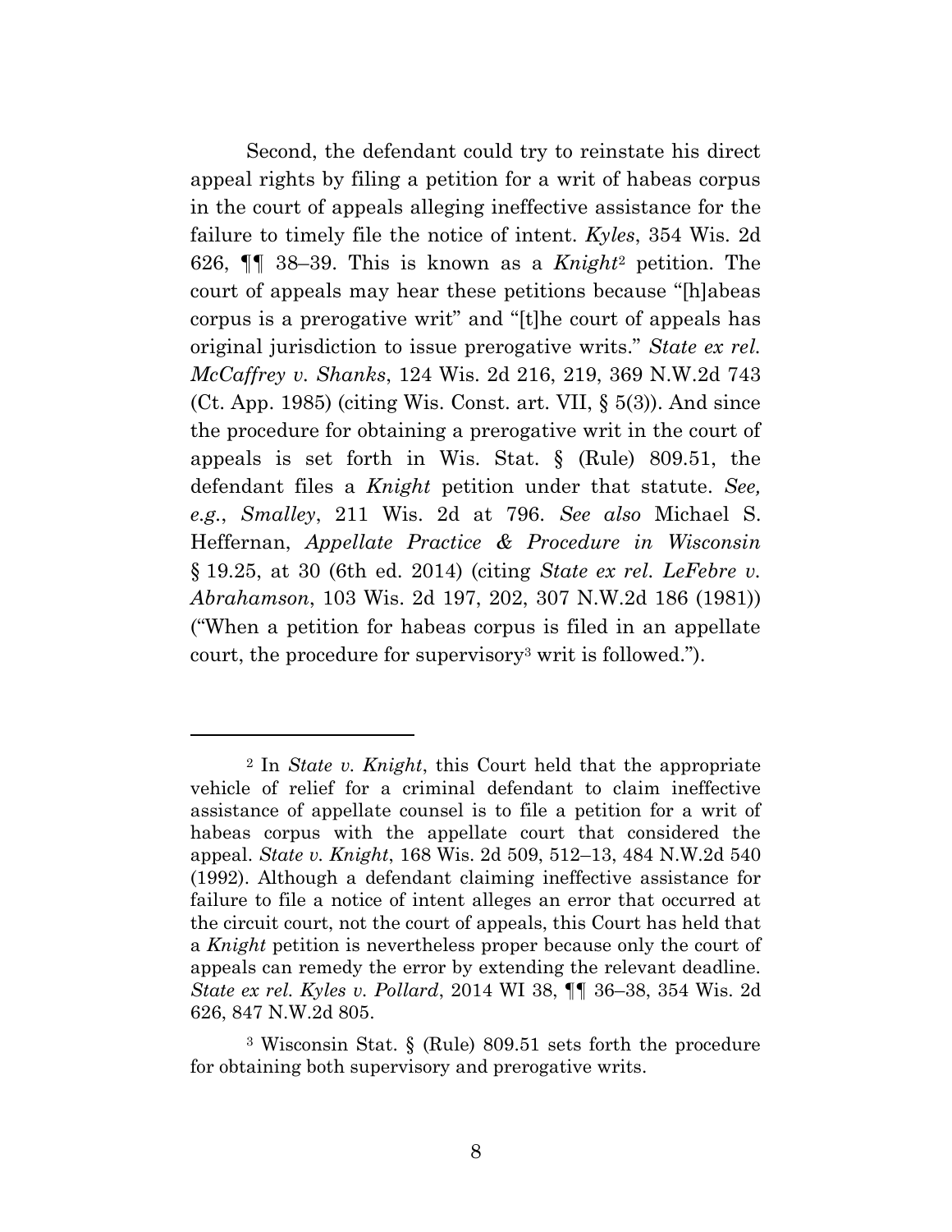Second, the defendant could try to reinstate his direct appeal rights by filing a petition for a writ of habeas corpus in the court of appeals alleging ineffective assistance for the failure to timely file the notice of intent. *Kyles*, 354 Wis. 2d 626, ¶¶ 38–39. This is known as a *Knight*[2] petition. The court of appeals may hear these petitions because "[h]abeas corpus is a prerogative writ" and "[t]he court of appeals has original jurisdiction to issue prerogative writs." *State ex rel. McCaffrey v. Shanks*, 124 Wis. 2d 216, 219, 369 N.W.2d 743 (Ct. App. 1985) (citing Wis. Const. art. VII, § 5(3)). And since the procedure for obtaining a prerogative writ in the court of appeals is set forth in Wis. Stat. § (Rule) 809.51, the defendant files a *Knight* petition under that statute. *See, e.g.*, *Smalley*, 211 Wis. 2d at 796. *See also* Michael S. Heffernan, *Appellate Practice & Procedure in Wisconsin* § 19.25, at 30 (6th ed. 2014) (citing *State ex rel. LeFebre v. Abrahamson*, 103 Wis. 2d 197, 202, 307 N.W.2d 186 (1981)) ("When a petition for habeas corpus is filed in an appellate court, the procedure for supervisory[3] writ is followed.").

---

[2] In *State v. Knight*, this Court held that the appropriate vehicle of relief for a criminal defendant to claim ineffective assistance of appellate counsel is to file a petition for a writ of habeas corpus with the appellate court that considered the appeal. *State v. Knight*, 168 Wis. 2d 509, 512–13, 484 N.W.2d 540 (1992). Although a defendant claiming ineffective assistance for failure to file a notice of intent alleges an error that occurred at the circuit court, not the court of appeals, this Court has held that a *Knight* petition is nevertheless proper because only the court of appeals can remedy the error by extending the relevant deadline. *State ex rel. Kyles v. Pollard*, 2014 WI 38, ¶¶ 36–38, 354 Wis. 2d 626, 847 N.W.2d 805.

[3] Wisconsin Stat. § (Rule) 809.51 sets forth the procedure for obtaining both supervisory and prerogative writs.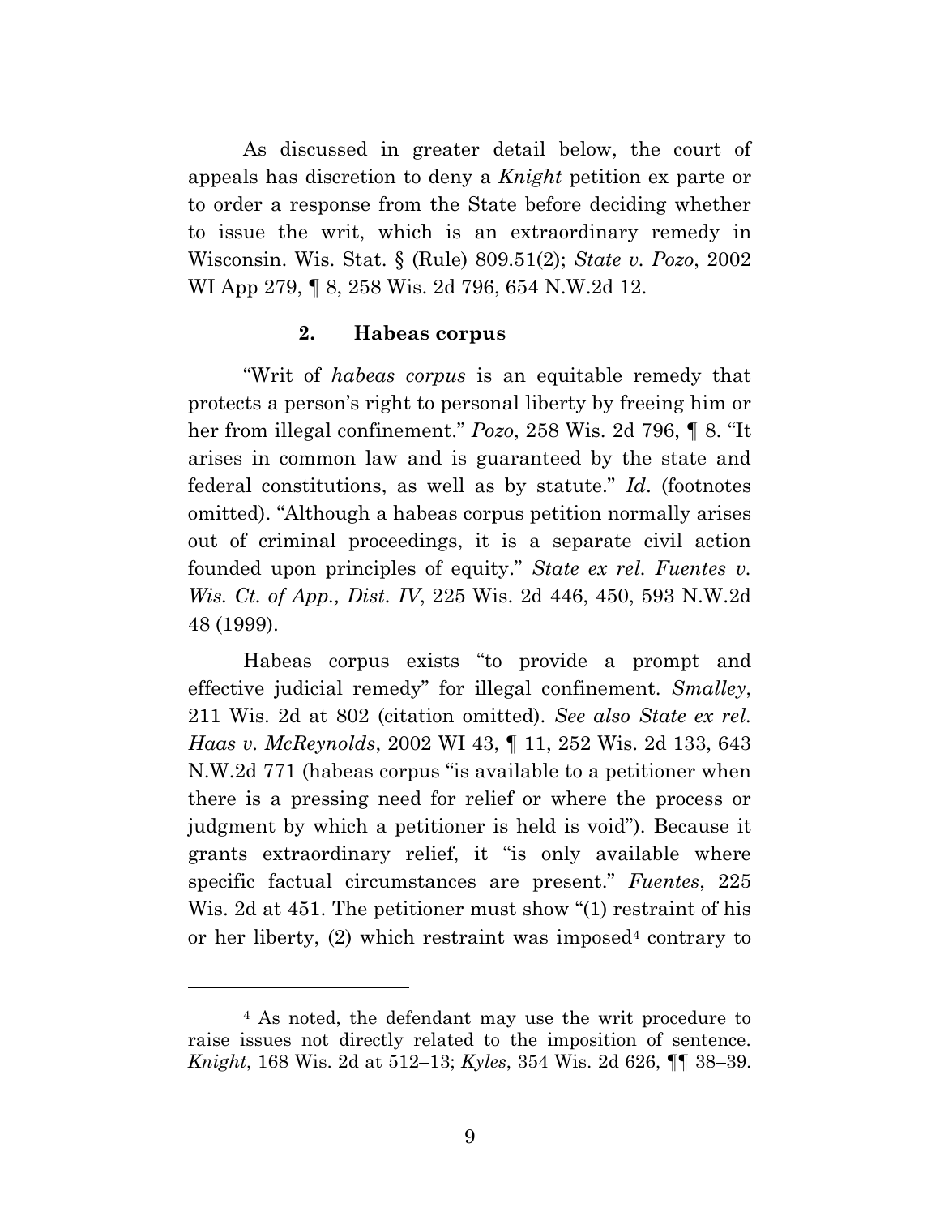As discussed in greater detail below, the court of appeals has discretion to deny a *Knight* petition ex parte or to order a response from the State before deciding whether to issue the writ, which is an extraordinary remedy in Wisconsin. Wis. Stat. § (Rule) 809.51(2); *State v. Pozo*, 2002 WI App 279, ¶ 8, 258 Wis. 2d 796, 654 N.W.2d 12.

### 2. Habeas corpus

"Writ of *habeas corpus* is an equitable remedy that protects a person's right to personal liberty by freeing him or her from illegal confinement." *Pozo*, 258 Wis. 2d 796, ¶ 8. "It arises in common law and is guaranteed by the state and federal constitutions, as well as by statute." *Id.* (footnotes omitted). "Although a habeas corpus petition normally arises out of criminal proceedings, it is a separate civil action founded upon principles of equity." *State ex rel. Fuentes v. Wis. Ct. of App., Dist. IV*, 225 Wis. 2d 446, 450, 593 N.W.2d 48 (1999).

Habeas corpus exists "to provide a prompt and effective judicial remedy" for illegal confinement. *Smalley*, 211 Wis. 2d at 802 (citation omitted). *See also State ex rel. Haas v. McReynolds*, 2002 WI 43, ¶ 11, 252 Wis. 2d 133, 643 N.W.2d 771 (habeas corpus "is available to a petitioner when there is a pressing need for relief or where the process or judgment by which a petitioner is held is void"). Because it grants extraordinary relief, it "is only available where specific factual circumstances are present." *Fuentes*, 225 Wis. 2d at 451. The petitioner must show "(1) restraint of his or her liberty, (2) which restraint was imposed[4] contrary to

---

[4] As noted, the defendant may use the writ procedure to raise issues not directly related to the imposition of sentence. *Knight*, 168 Wis. 2d at 512–13; *Kyles*, 354 Wis. 2d 626, ¶¶ 38–39.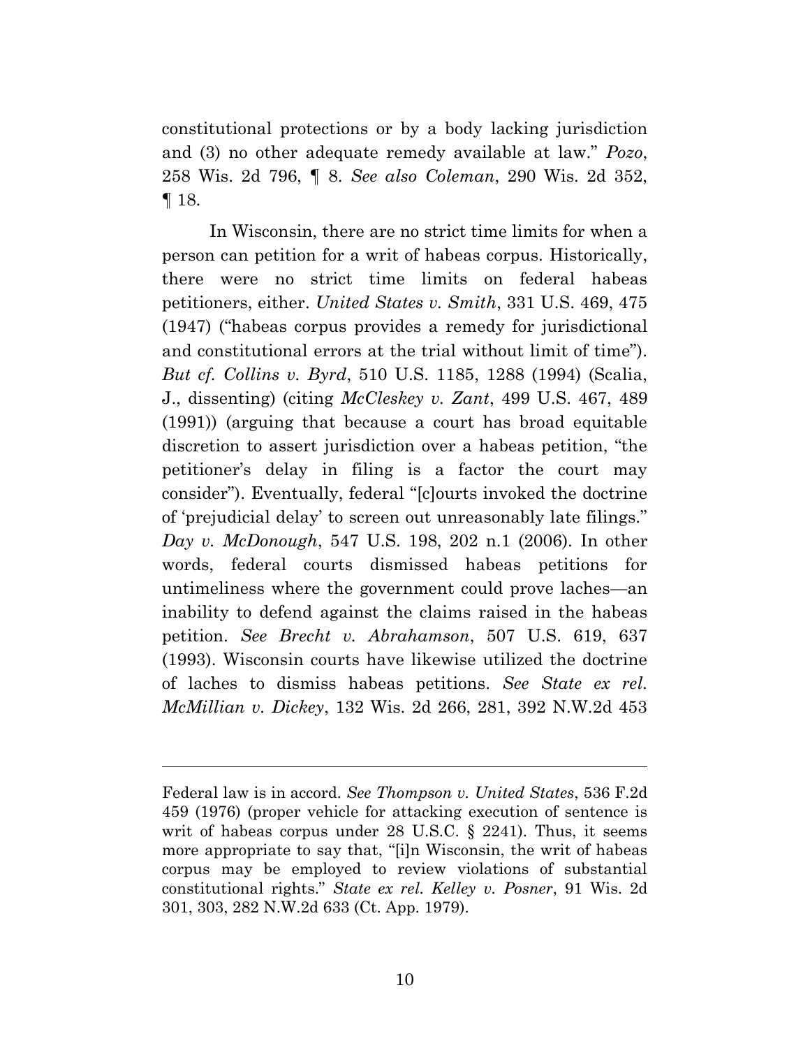constitutional protections or by a body lacking jurisdiction and (3) no other adequate remedy available at law." *Pozo*, 258 Wis. 2d 796, ¶ 8. *See also Coleman*, 290 Wis. 2d 352, ¶ 18.

In Wisconsin, there are no strict time limits for when a person can petition for a writ of habeas corpus. Historically, there were no strict time limits on federal habeas petitioners, either. *United States v. Smith*, 331 U.S. 469, 475 (1947) ("habeas corpus provides a remedy for jurisdictional and constitutional errors at the trial without limit of time"). *But cf. Collins v. Byrd*, 510 U.S. 1185, 1288 (1994) (Scalia, J., dissenting) (citing *McCleskey v. Zant*, 499 U.S. 467, 489 (1991)) (arguing that because a court has broad equitable discretion to assert jurisdiction over a habeas petition, "the petitioner's delay in filing is a factor the court may consider"). Eventually, federal "[c]ourts invoked the doctrine of 'prejudicial delay' to screen out unreasonably late filings." *Day v. McDonough*, 547 U.S. 198, 202 n.1 (2006). In other words, federal courts dismissed habeas petitions for untimeliness where the government could prove laches—an inability to defend against the claims raised in the habeas petition. *See Brecht v. Abrahamson*, 507 U.S. 619, 637 (1993). Wisconsin courts have likewise utilized the doctrine of laches to dismiss habeas petitions. *See State ex rel. McMillian v. Dickey*, 132 Wis. 2d 266, 281, 392 N.W.2d 453

---

Federal law is in accord. *See Thompson v. United States*, 536 F.2d 459 (1976) (proper vehicle for attacking execution of sentence is writ of habeas corpus under 28 U.S.C. § 2241). Thus, it seems more appropriate to say that, "[i]n Wisconsin, the writ of habeas corpus may be employed to review violations of substantial constitutional rights." *State ex rel. Kelley v. Posner*, 91 Wis. 2d 301, 303, 282 N.W.2d 633 (Ct. App. 1979).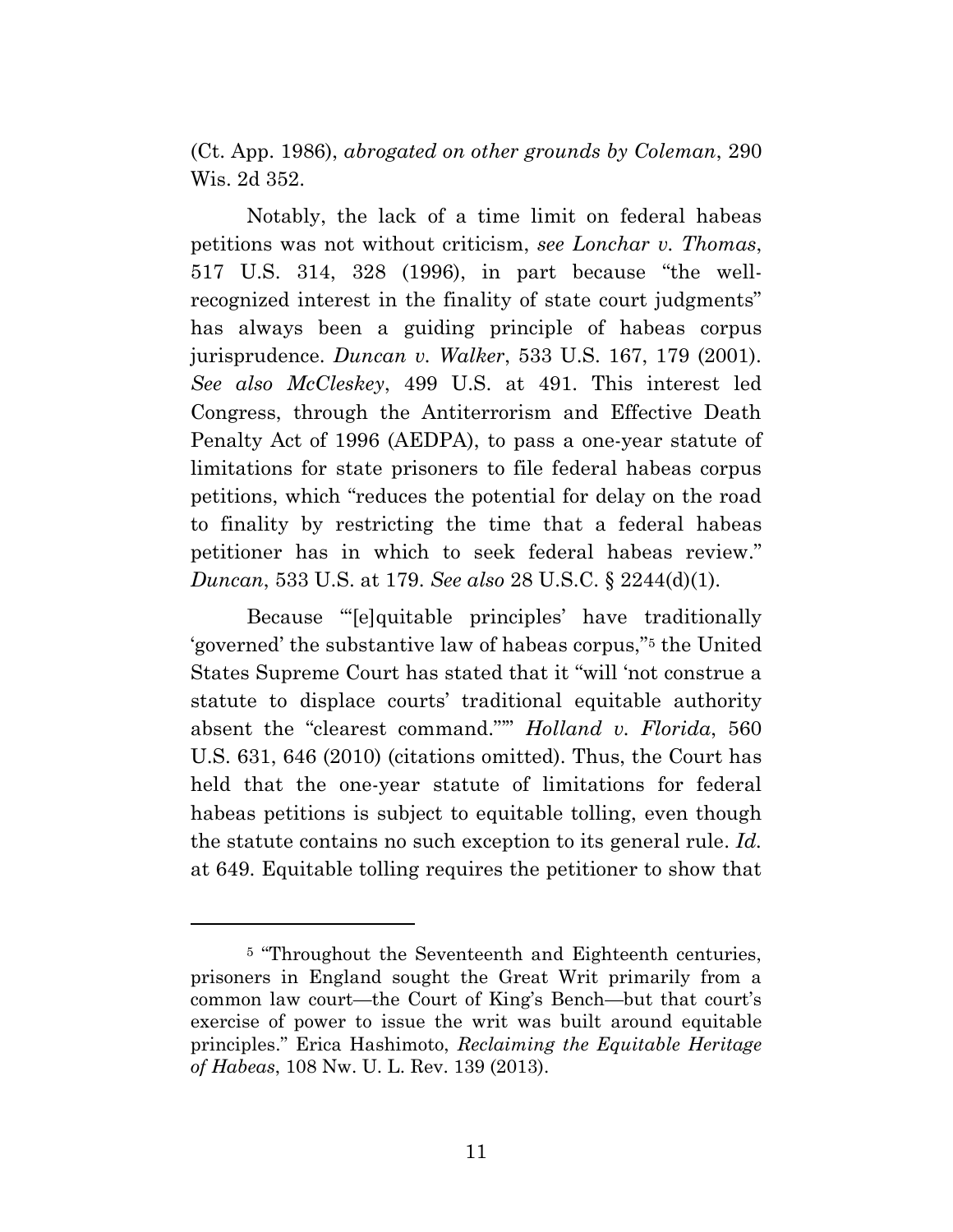(Ct. App. 1986), *abrogated on other grounds by Coleman*, 290 Wis. 2d 352.

Notably, the lack of a time limit on federal habeas petitions was not without criticism, *see Lonchar v. Thomas*, 517 U.S. 314, 328 (1996), in part because "the well-recognized interest in the finality of state court judgments" has always been a guiding principle of habeas corpus jurisprudence. *Duncan v. Walker*, 533 U.S. 167, 179 (2001). *See also McCleskey*, 499 U.S. at 491. This interest led Congress, through the Antiterrorism and Effective Death Penalty Act of 1996 (AEDPA), to pass a one-year statute of limitations for state prisoners to file federal habeas corpus petitions, which "reduces the potential for delay on the road to finality by restricting the time that a federal habeas petitioner has in which to seek federal habeas review." *Duncan*, 533 U.S. at 179. *See also* 28 U.S.C. § 2244(d)(1).

Because "'[e]quitable principles' have traditionally 'governed' the substantive law of habeas corpus,"[5] the United States Supreme Court has stated that it "will 'not construe a statute to displace courts' traditional equitable authority absent the "clearest command."'" *Holland v. Florida*, 560 U.S. 631, 646 (2010) (citations omitted). Thus, the Court has held that the one-year statute of limitations for federal habeas petitions is subject to equitable tolling, even though the statute contains no such exception to its general rule. *Id.* at 649. Equitable tolling requires the petitioner to show that

---

[5] "Throughout the Seventeenth and Eighteenth centuries, prisoners in England sought the Great Writ primarily from a common law court—the Court of King's Bench—but that court's exercise of power to issue the writ was built around equitable principles." Erica Hashimoto, *Reclaiming the Equitable Heritage of Habeas*, 108 Nw. U. L. Rev. 139 (2013).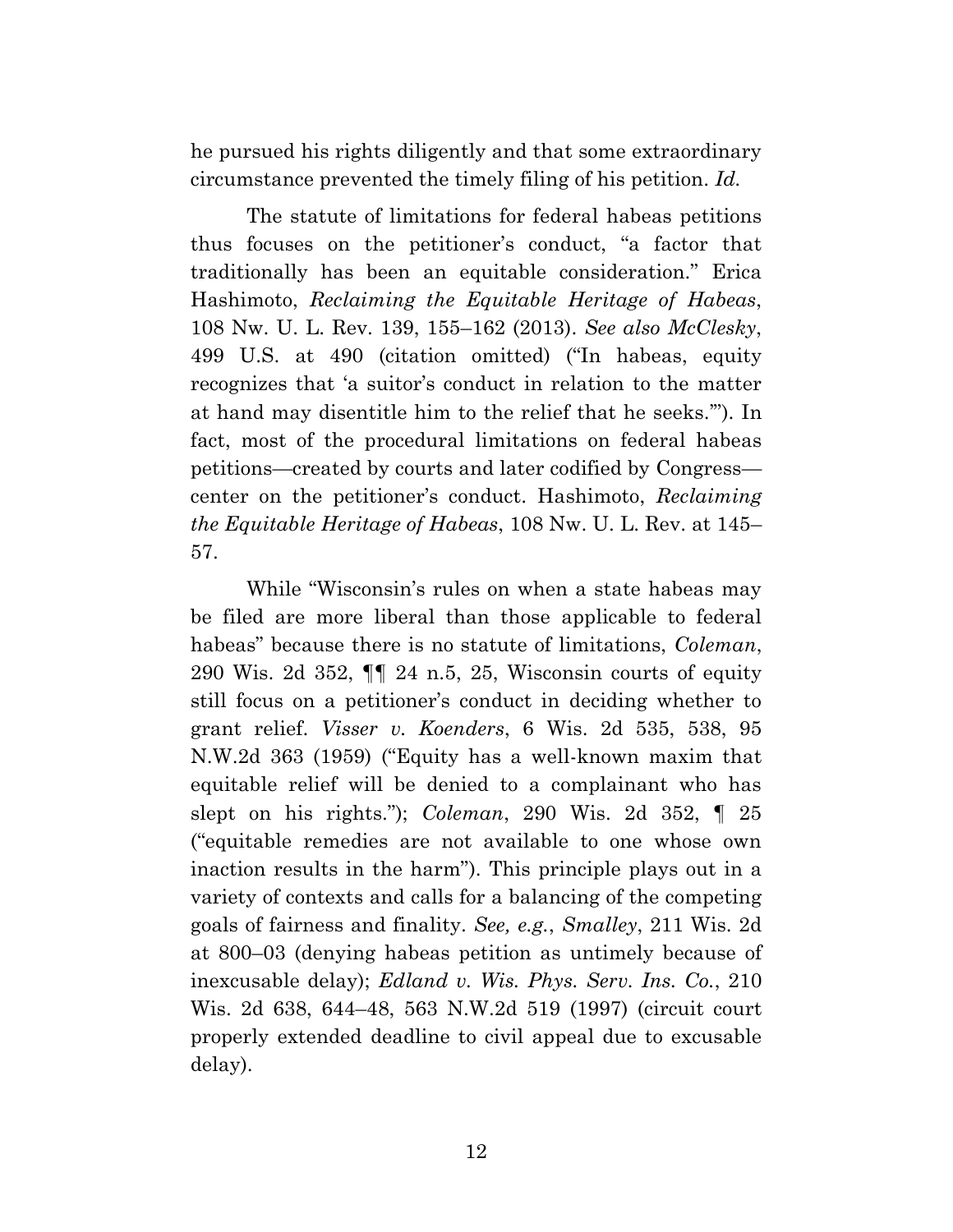he pursued his rights diligently and that some extraordinary circumstance prevented the timely filing of his petition. *Id.*

The statute of limitations for federal habeas petitions thus focuses on the petitioner's conduct, "a factor that traditionally has been an equitable consideration." Erica Hashimoto, *Reclaiming the Equitable Heritage of Habeas*, 108 Nw. U. L. Rev. 139, 155–162 (2013). *See also McClesky*, 499 U.S. at 490 (citation omitted) ("In habeas, equity recognizes that 'a suitor's conduct in relation to the matter at hand may disentitle him to the relief that he seeks.'"). In fact, most of the procedural limitations on federal habeas petitions—created by courts and later codified by Congress—center on the petitioner's conduct. Hashimoto, *Reclaiming the Equitable Heritage of Habeas*, 108 Nw. U. L. Rev. at 145–57.

While "Wisconsin's rules on when a state habeas may be filed are more liberal than those applicable to federal habeas" because there is no statute of limitations, *Coleman*, 290 Wis. 2d 352, ¶¶ 24 n.5, 25, Wisconsin courts of equity still focus on a petitioner's conduct in deciding whether to grant relief. *Visser v. Koenders*, 6 Wis. 2d 535, 538, 95 N.W.2d 363 (1959) ("Equity has a well-known maxim that equitable relief will be denied to a complainant who has slept on his rights."); *Coleman*, 290 Wis. 2d 352, ¶ 25 ("equitable remedies are not available to one whose own inaction results in the harm"). This principle plays out in a variety of contexts and calls for a balancing of the competing goals of fairness and finality. *See, e.g.*, *Smalley*, 211 Wis. 2d at 800–03 (denying habeas petition as untimely because of inexcusable delay); *Edland v. Wis. Phys. Serv. Ins. Co.*, 210 Wis. 2d 638, 644–48, 563 N.W.2d 519 (1997) (circuit court properly extended deadline to civil appeal due to excusable delay).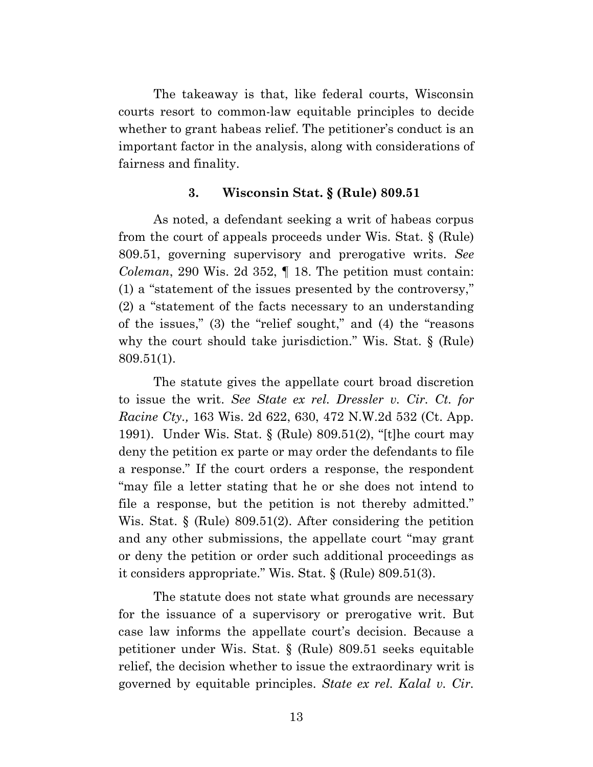The takeaway is that, like federal courts, Wisconsin courts resort to common-law equitable principles to decide whether to grant habeas relief. The petitioner's conduct is an important factor in the analysis, along with considerations of fairness and finality.

### 3. Wisconsin Stat. § (Rule) 809.51

As noted, a defendant seeking a writ of habeas corpus from the court of appeals proceeds under Wis. Stat. § (Rule) 809.51, governing supervisory and prerogative writs. *See Coleman*, 290 Wis. 2d 352, ¶ 18. The petition must contain: (1) a "statement of the issues presented by the controversy," (2) a "statement of the facts necessary to an understanding of the issues," (3) the "relief sought," and (4) the "reasons why the court should take jurisdiction." Wis. Stat. § (Rule) 809.51(1).

The statute gives the appellate court broad discretion to issue the writ. *See State ex rel. Dressler v. Cir. Ct. for Racine Cty.,* 163 Wis. 2d 622, 630, 472 N.W.2d 532 (Ct. App. 1991). Under Wis. Stat. § (Rule) 809.51(2), "[t]he court may deny the petition ex parte or may order the defendants to file a response." If the court orders a response, the respondent "may file a letter stating that he or she does not intend to file a response, but the petition is not thereby admitted." Wis. Stat. § (Rule) 809.51(2). After considering the petition and any other submissions, the appellate court "may grant or deny the petition or order such additional proceedings as it considers appropriate." Wis. Stat. § (Rule) 809.51(3).

The statute does not state what grounds are necessary for the issuance of a supervisory or prerogative writ. But case law informs the appellate court's decision. Because a petitioner under Wis. Stat. § (Rule) 809.51 seeks equitable relief, the decision whether to issue the extraordinary writ is governed by equitable principles. *State ex rel. Kalal v. Cir.*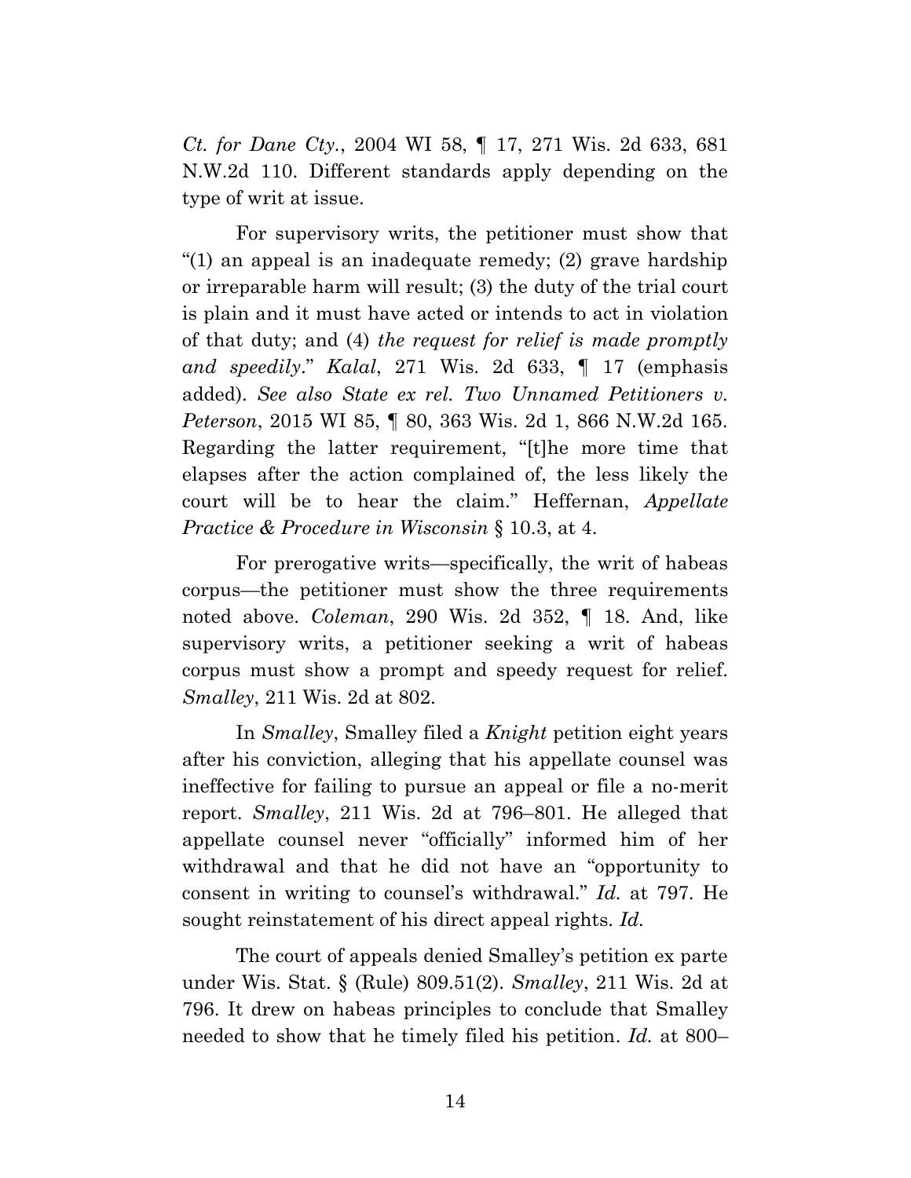*Ct. for Dane Cty.*, 2004 WI 58, ¶ 17, 271 Wis. 2d 633, 681 N.W.2d 110. Different standards apply depending on the type of writ at issue.

For supervisory writs, the petitioner must show that "(1) an appeal is an inadequate remedy; (2) grave hardship or irreparable harm will result; (3) the duty of the trial court is plain and it must have acted or intends to act in violation of that duty; and (4) *the request for relief is made promptly and speedily*." *Kalal*, 271 Wis. 2d 633, ¶ 17 (emphasis added). *See also State ex rel. Two Unnamed Petitioners v. Peterson*, 2015 WI 85, ¶ 80, 363 Wis. 2d 1, 866 N.W.2d 165. Regarding the latter requirement, "[t]he more time that elapses after the action complained of, the less likely the court will be to hear the claim." Heffernan, *Appellate Practice & Procedure in Wisconsin* § 10.3, at 4.

For prerogative writs—specifically, the writ of habeas corpus—the petitioner must show the three requirements noted above. *Coleman*, 290 Wis. 2d 352, ¶ 18. And, like supervisory writs, a petitioner seeking a writ of habeas corpus must show a prompt and speedy request for relief. *Smalley*, 211 Wis. 2d at 802.

In *Smalley*, Smalley filed a *Knight* petition eight years after his conviction, alleging that his appellate counsel was ineffective for failing to pursue an appeal or file a no-merit report. *Smalley*, 211 Wis. 2d at 796–801. He alleged that appellate counsel never "officially" informed him of her withdrawal and that he did not have an "opportunity to consent in writing to counsel's withdrawal." *Id.* at 797. He sought reinstatement of his direct appeal rights. *Id.*

The court of appeals denied Smalley's petition ex parte under Wis. Stat. § (Rule) 809.51(2). *Smalley*, 211 Wis. 2d at 796. It drew on habeas principles to conclude that Smalley needed to show that he timely filed his petition. *Id.* at 800–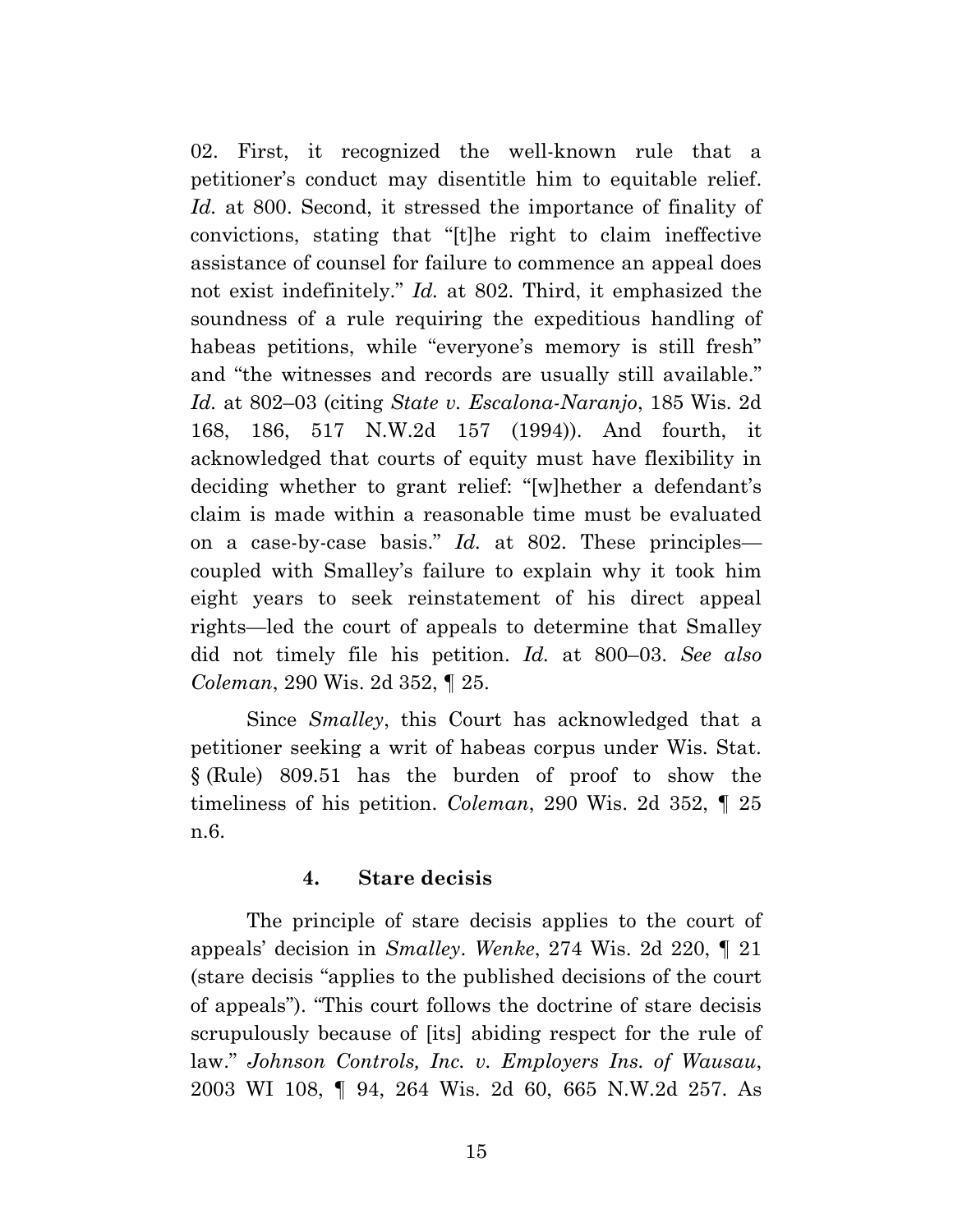02. First, it recognized the well-known rule that a petitioner's conduct may disentitle him to equitable relief. *Id.* at 800. Second, it stressed the importance of finality of convictions, stating that "[t]he right to claim ineffective assistance of counsel for failure to commence an appeal does not exist indefinitely." *Id.* at 802. Third, it emphasized the soundness of a rule requiring the expeditious handling of habeas petitions, while "everyone's memory is still fresh" and "the witnesses and records are usually still available." *Id.* at 802–03 (citing *State v. Escalona-Naranjo*, 185 Wis. 2d 168, 186, 517 N.W.2d 157 (1994)). And fourth, it acknowledged that courts of equity must have flexibility in deciding whether to grant relief: "[w]hether a defendant's claim is made within a reasonable time must be evaluated on a case-by-case basis." *Id.* at 802. These principles—coupled with Smalley's failure to explain why it took him eight years to seek reinstatement of his direct appeal rights—led the court of appeals to determine that Smalley did not timely file his petition. *Id.* at 800–03. *See also Coleman*, 290 Wis. 2d 352, ¶ 25.

Since *Smalley*, this Court has acknowledged that a petitioner seeking a writ of habeas corpus under Wis. Stat. § (Rule) 809.51 has the burden of proof to show the timeliness of his petition. *Coleman*, 290 Wis. 2d 352, ¶ 25 n.6.

#### 4. Stare decisis

The principle of stare decisis applies to the court of appeals' decision in *Smalley*. *Wenke*, 274 Wis. 2d 220, ¶ 21 (stare decisis "applies to the published decisions of the court of appeals"). "This court follows the doctrine of stare decisis scrupulously because of [its] abiding respect for the rule of law." *Johnson Controls, Inc. v. Employers Ins. of Wausau*, 2003 WI 108, ¶ 94, 264 Wis. 2d 60, 665 N.W.2d 257. As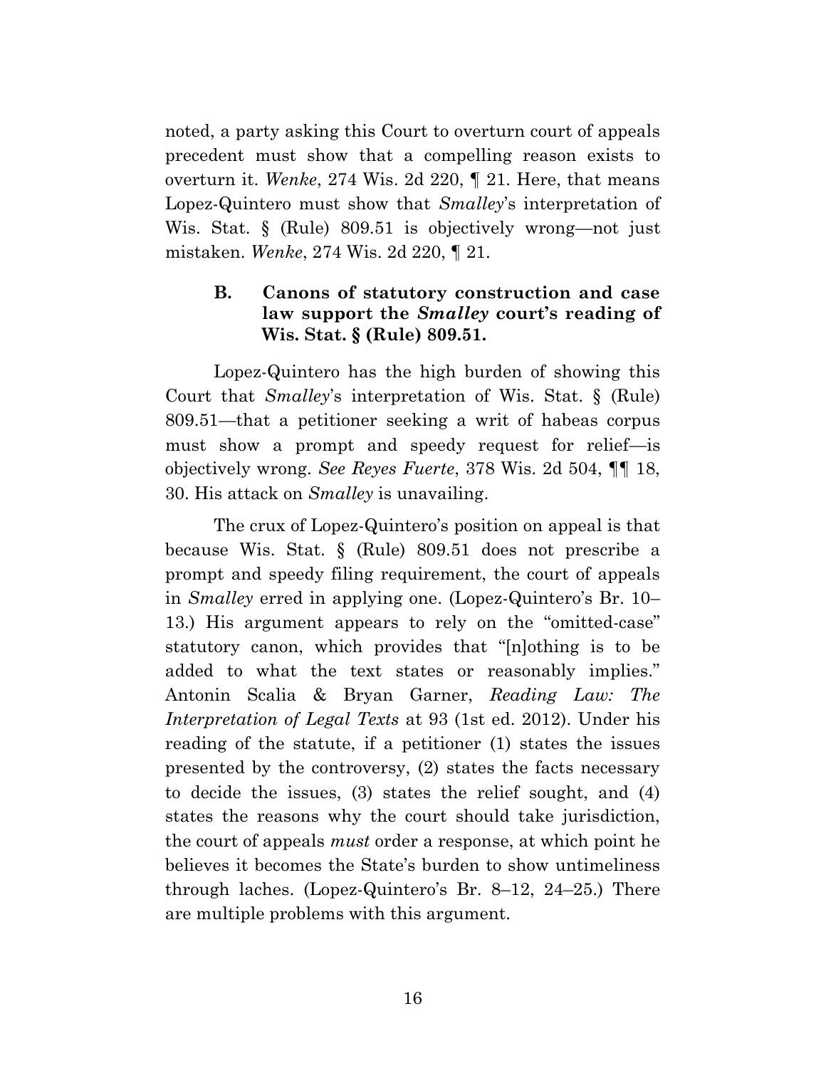noted, a party asking this Court to overturn court of appeals precedent must show that a compelling reason exists to overturn it. *Wenke*, 274 Wis. 2d 220, ¶ 21. Here, that means Lopez-Quintero must show that *Smalley*'s interpretation of Wis. Stat. § (Rule) 809.51 is objectively wrong—not just mistaken. *Wenke*, 274 Wis. 2d 220, ¶ 21.

### B. Canons of statutory construction and case law support the *Smalley* court's reading of Wis. Stat. § (Rule) 809.51.

Lopez-Quintero has the high burden of showing this Court that *Smalley*'s interpretation of Wis. Stat. § (Rule) 809.51—that a petitioner seeking a writ of habeas corpus must show a prompt and speedy request for relief—is objectively wrong. *See Reyes Fuerte*, 378 Wis. 2d 504, ¶¶ 18, 30. His attack on *Smalley* is unavailing.

The crux of Lopez-Quintero's position on appeal is that because Wis. Stat. § (Rule) 809.51 does not prescribe a prompt and speedy filing requirement, the court of appeals in *Smalley* erred in applying one. (Lopez-Quintero's Br. 10–13.) His argument appears to rely on the "omitted-case" statutory canon, which provides that "[n]othing is to be added to what the text states or reasonably implies." Antonin Scalia & Bryan Garner, *Reading Law: The Interpretation of Legal Texts* at 93 (1st ed. 2012). Under his reading of the statute, if a petitioner (1) states the issues presented by the controversy, (2) states the facts necessary to decide the issues, (3) states the relief sought, and (4) states the reasons why the court should take jurisdiction, the court of appeals *must* order a response, at which point he believes it becomes the State's burden to show untimeliness through laches. (Lopez-Quintero's Br. 8–12, 24–25.) There are multiple problems with this argument.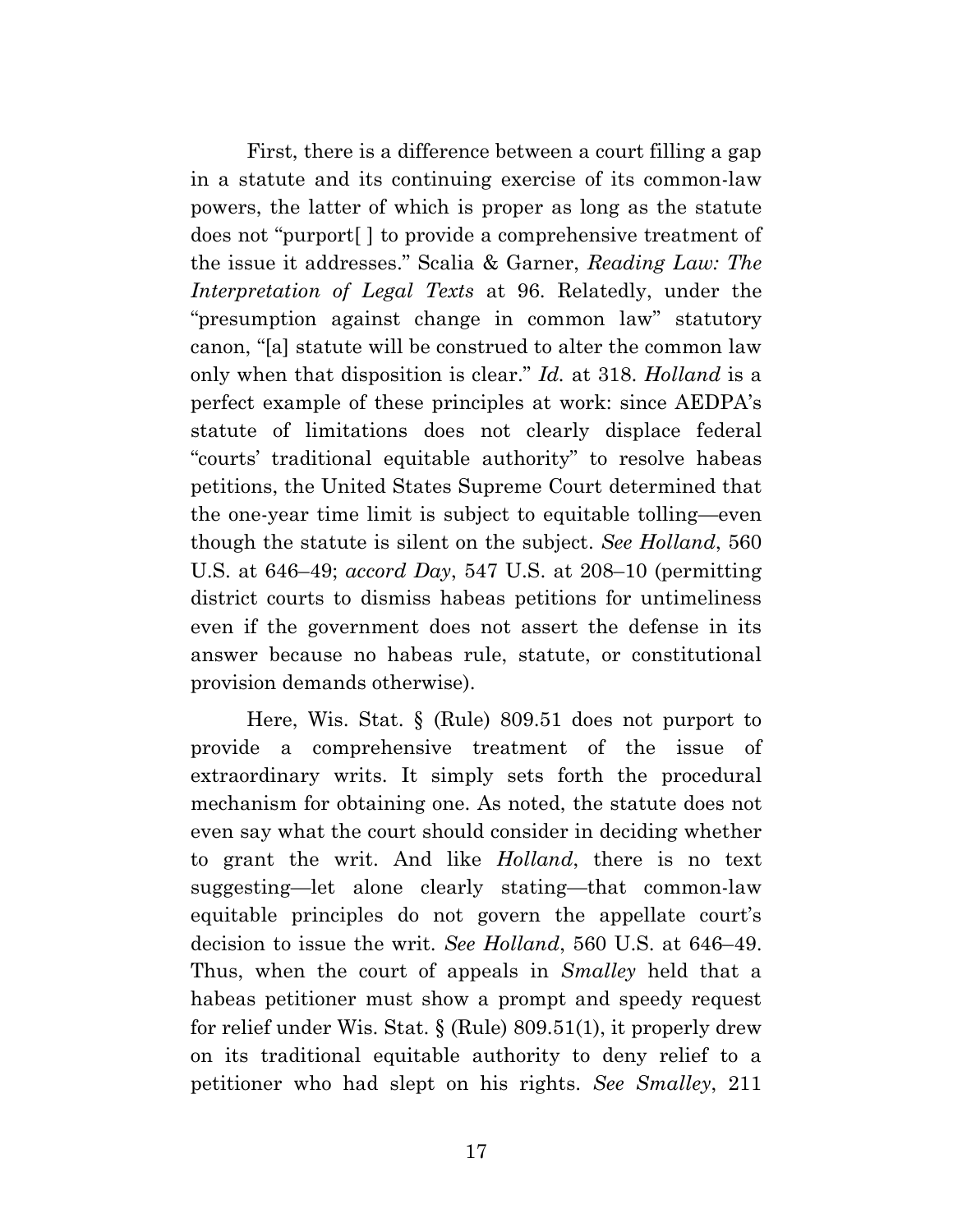First, there is a difference between a court filling a gap in a statute and its continuing exercise of its common-law powers, the latter of which is proper as long as the statute does not "purport[ ] to provide a comprehensive treatment of the issue it addresses." Scalia & Garner, *Reading Law: The Interpretation of Legal Texts* at 96. Relatedly, under the "presumption against change in common law" statutory canon, "[a] statute will be construed to alter the common law only when that disposition is clear." *Id.* at 318. *Holland* is a perfect example of these principles at work: since AEDPA's statute of limitations does not clearly displace federal "courts' traditional equitable authority" to resolve habeas petitions, the United States Supreme Court determined that the one-year time limit is subject to equitable tolling—even though the statute is silent on the subject. *See Holland*, 560 U.S. at 646–49; *accord Day*, 547 U.S. at 208–10 (permitting district courts to dismiss habeas petitions for untimeliness even if the government does not assert the defense in its answer because no habeas rule, statute, or constitutional provision demands otherwise).

Here, Wis. Stat. § (Rule) 809.51 does not purport to provide a comprehensive treatment of the issue of extraordinary writs. It simply sets forth the procedural mechanism for obtaining one. As noted, the statute does not even say what the court should consider in deciding whether to grant the writ. And like *Holland*, there is no text suggesting—let alone clearly stating—that common-law equitable principles do not govern the appellate court's decision to issue the writ. *See Holland*, 560 U.S. at 646–49. Thus, when the court of appeals in *Smalley* held that a habeas petitioner must show a prompt and speedy request for relief under Wis. Stat. § (Rule) 809.51(1), it properly drew on its traditional equitable authority to deny relief to a petitioner who had slept on his rights. *See Smalley*, 211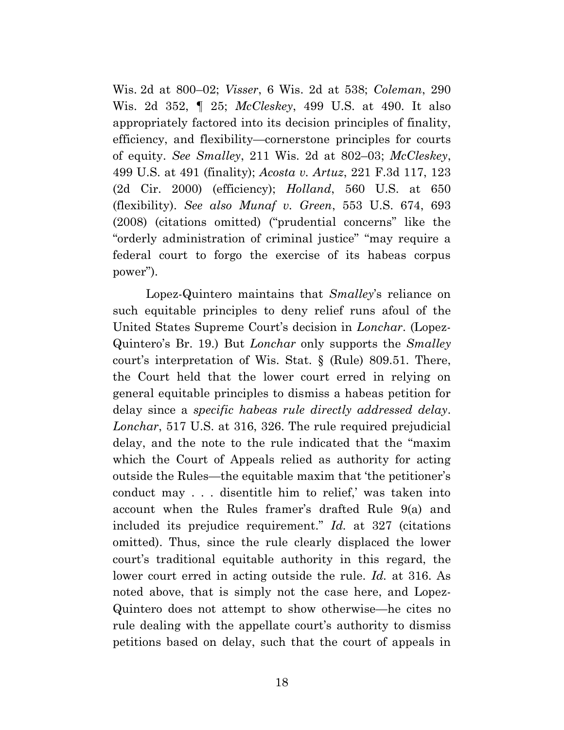Wis. 2d at 800–02; *Visser*, 6 Wis. 2d at 538; *Coleman*, 290 Wis. 2d 352, ¶ 25; *McCleskey*, 499 U.S. at 490. It also appropriately factored into its decision principles of finality, efficiency, and flexibility—cornerstone principles for courts of equity. *See Smalley*, 211 Wis. 2d at 802–03; *McCleskey*, 499 U.S. at 491 (finality); *Acosta v. Artuz*, 221 F.3d 117, 123 (2d Cir. 2000) (efficiency); *Holland*, 560 U.S. at 650 (flexibility). *See also Munaf v. Green*, 553 U.S. 674, 693 (2008) (citations omitted) ("prudential concerns" like the "orderly administration of criminal justice" "may require a federal court to forgo the exercise of its habeas corpus power").

Lopez-Quintero maintains that *Smalley*'s reliance on such equitable principles to deny relief runs afoul of the United States Supreme Court's decision in *Lonchar*. (Lopez-Quintero's Br. 19.) But *Lonchar* only supports the *Smalley* court's interpretation of Wis. Stat. § (Rule) 809.51. There, the Court held that the lower court erred in relying on general equitable principles to dismiss a habeas petition for delay since a *specific habeas rule directly addressed delay*. *Lonchar*, 517 U.S. at 316, 326. The rule required prejudicial delay, and the note to the rule indicated that the "maxim which the Court of Appeals relied as authority for acting outside the Rules—the equitable maxim that 'the petitioner's conduct may . . . disentitle him to relief,' was taken into account when the Rules framer's drafted Rule 9(a) and included its prejudice requirement." *Id.* at 327 (citations omitted). Thus, since the rule clearly displaced the lower court's traditional equitable authority in this regard, the lower court erred in acting outside the rule. *Id.* at 316. As noted above, that is simply not the case here, and Lopez-Quintero does not attempt to show otherwise—he cites no rule dealing with the appellate court's authority to dismiss petitions based on delay, such that the court of appeals in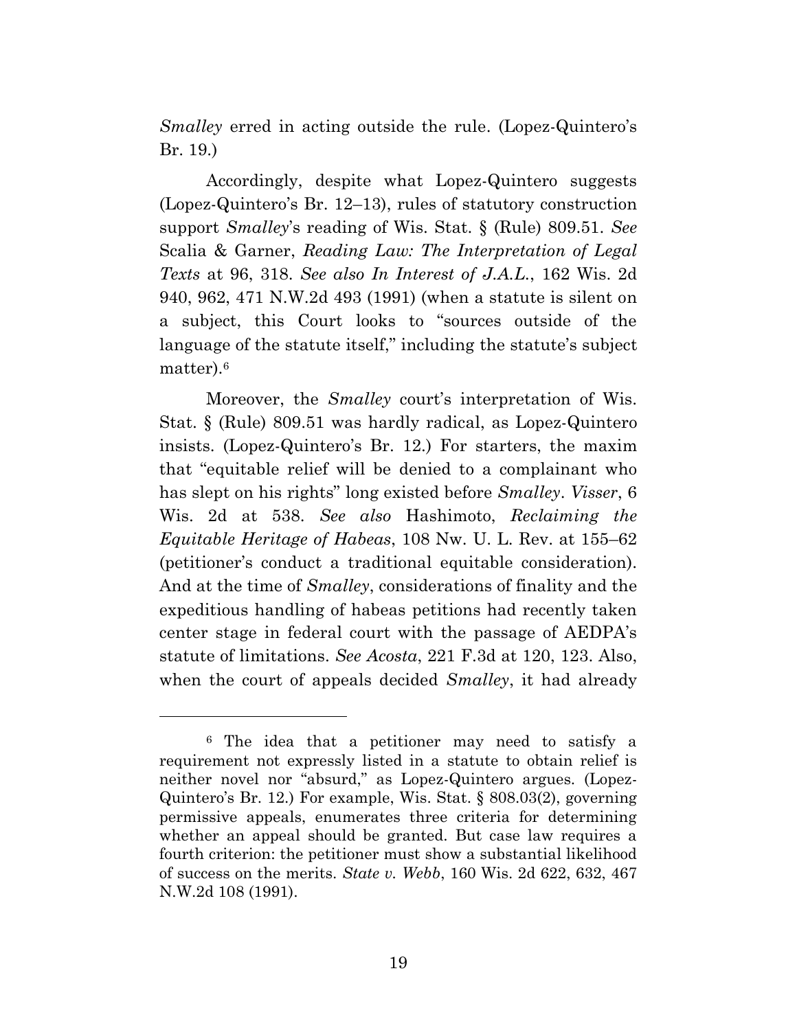*Smalley* erred in acting outside the rule. (Lopez-Quintero's Br. 19.)

Accordingly, despite what Lopez-Quintero suggests (Lopez-Quintero's Br. 12–13), rules of statutory construction support *Smalley*'s reading of Wis. Stat. § (Rule) 809.51. *See* Scalia & Garner, *Reading Law: The Interpretation of Legal Texts* at 96, 318. *See also In Interest of J.A.L.*, 162 Wis. 2d 940, 962, 471 N.W.2d 493 (1991) (when a statute is silent on a subject, this Court looks to "sources outside of the language of the statute itself," including the statute's subject matter).[6]

Moreover, the *Smalley* court's interpretation of Wis. Stat. § (Rule) 809.51 was hardly radical, as Lopez-Quintero insists. (Lopez-Quintero's Br. 12.) For starters, the maxim that "equitable relief will be denied to a complainant who has slept on his rights" long existed before *Smalley*. *Visser*, 6 Wis. 2d at 538. *See also* Hashimoto, *Reclaiming the Equitable Heritage of Habeas*, 108 Nw. U. L. Rev. at 155–62 (petitioner's conduct a traditional equitable consideration). And at the time of *Smalley*, considerations of finality and the expeditious handling of habeas petitions had recently taken center stage in federal court with the passage of AEDPA's statute of limitations. *See Acosta*, 221 F.3d at 120, 123. Also, when the court of appeals decided *Smalley*, it had already

---

[6] The idea that a petitioner may need to satisfy a requirement not expressly listed in a statute to obtain relief is neither novel nor "absurd," as Lopez-Quintero argues. (Lopez-Quintero's Br. 12.) For example, Wis. Stat. § 808.03(2), governing permissive appeals, enumerates three criteria for determining whether an appeal should be granted. But case law requires a fourth criterion: the petitioner must show a substantial likelihood of success on the merits. *State v. Webb*, 160 Wis. 2d 622, 632, 467 N.W.2d 108 (1991).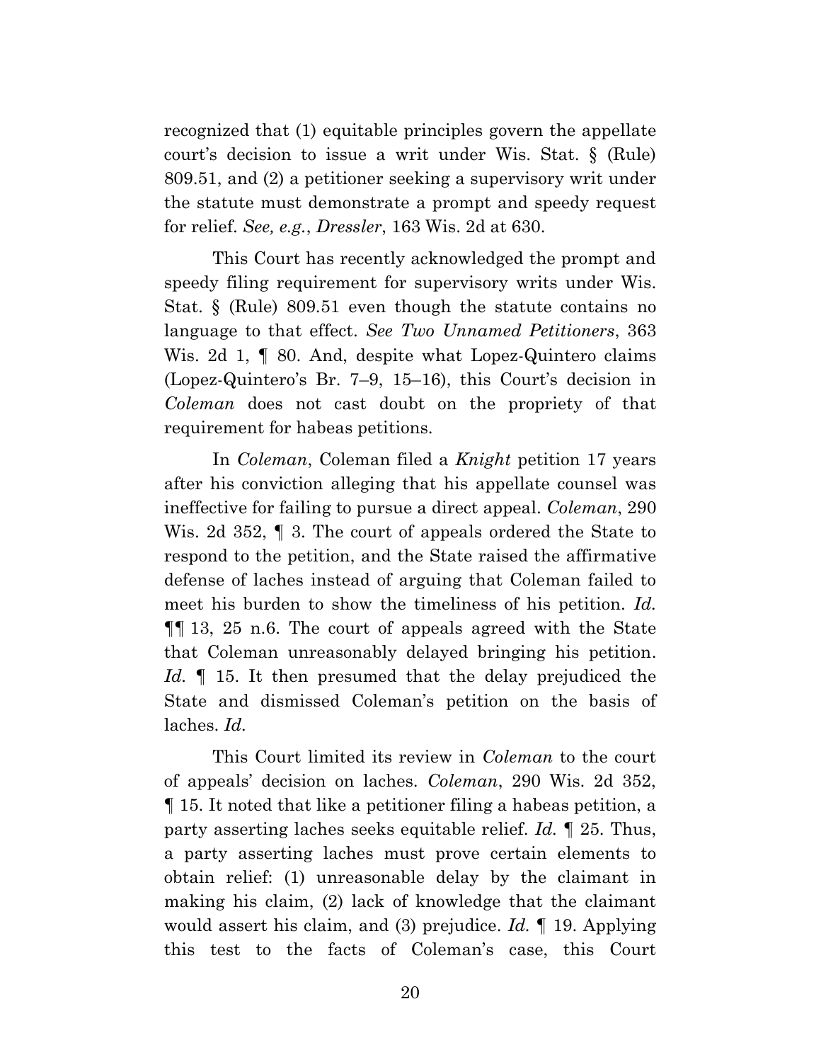recognized that (1) equitable principles govern the appellate court's decision to issue a writ under Wis. Stat. § (Rule) 809.51, and (2) a petitioner seeking a supervisory writ under the statute must demonstrate a prompt and speedy request for relief. *See, e.g.*, *Dressler*, 163 Wis. 2d at 630.

This Court has recently acknowledged the prompt and speedy filing requirement for supervisory writs under Wis. Stat. § (Rule) 809.51 even though the statute contains no language to that effect. *See Two Unnamed Petitioners*, 363 Wis. 2d 1, ¶ 80. And, despite what Lopez-Quintero claims (Lopez-Quintero's Br. 7–9, 15–16), this Court's decision in *Coleman* does not cast doubt on the propriety of that requirement for habeas petitions.

In *Coleman*, Coleman filed a *Knight* petition 17 years after his conviction alleging that his appellate counsel was ineffective for failing to pursue a direct appeal. *Coleman*, 290 Wis. 2d 352, ¶ 3. The court of appeals ordered the State to respond to the petition, and the State raised the affirmative defense of laches instead of arguing that Coleman failed to meet his burden to show the timeliness of his petition. *Id.* ¶¶ 13, 25 n.6. The court of appeals agreed with the State that Coleman unreasonably delayed bringing his petition. *Id.* ¶ 15. It then presumed that the delay prejudiced the State and dismissed Coleman's petition on the basis of laches. *Id.*

This Court limited its review in *Coleman* to the court of appeals' decision on laches. *Coleman*, 290 Wis. 2d 352, ¶ 15. It noted that like a petitioner filing a habeas petition, a party asserting laches seeks equitable relief. *Id.* ¶ 25. Thus, a party asserting laches must prove certain elements to obtain relief: (1) unreasonable delay by the claimant in making his claim, (2) lack of knowledge that the claimant would assert his claim, and (3) prejudice. *Id.* ¶ 19. Applying this test to the facts of Coleman's case, this Court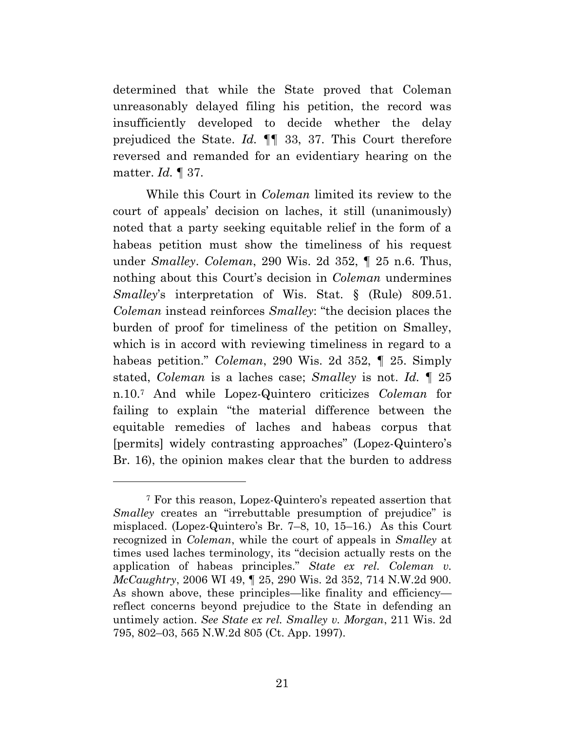determined that while the State proved that Coleman unreasonably delayed filing his petition, the record was insufficiently developed to decide whether the delay prejudiced the State. *Id.* ¶¶ 33, 37. This Court therefore reversed and remanded for an evidentiary hearing on the matter. *Id.* ¶ 37.

While this Court in *Coleman* limited its review to the court of appeals' decision on laches, it still (unanimously) noted that a party seeking equitable relief in the form of a habeas petition must show the timeliness of his request under *Smalley*. *Coleman*, 290 Wis. 2d 352, ¶ 25 n.6. Thus, nothing about this Court's decision in *Coleman* undermines *Smalley*'s interpretation of Wis. Stat. § (Rule) 809.51. *Coleman* instead reinforces *Smalley*: "the decision places the burden of proof for timeliness of the petition on Smalley, which is in accord with reviewing timeliness in regard to a habeas petition." *Coleman*, 290 Wis. 2d 352, ¶ 25. Simply stated, *Coleman* is a laches case; *Smalley* is not. *Id.* ¶ 25 n.10.[7] And while Lopez-Quintero criticizes *Coleman* for failing to explain "the material difference between the equitable remedies of laches and habeas corpus that [permits] widely contrasting approaches" (Lopez-Quintero's Br. 16), the opinion makes clear that the burden to address

---

[7] For this reason, Lopez-Quintero's repeated assertion that *Smalley* creates an "irrebuttable presumption of prejudice" is misplaced. (Lopez-Quintero's Br. 7–8, 10, 15–16.) As this Court recognized in *Coleman*, while the court of appeals in *Smalley* at times used laches terminology, its "decision actually rests on the application of habeas principles." *State ex rel. Coleman v. McCaughtry*, 2006 WI 49, ¶ 25, 290 Wis. 2d 352, 714 N.W.2d 900. As shown above, these principles—like finality and efficiency—reflect concerns beyond prejudice to the State in defending an untimely action. *See State ex rel. Smalley v. Morgan*, 211 Wis. 2d 795, 802–03, 565 N.W.2d 805 (Ct. App. 1997).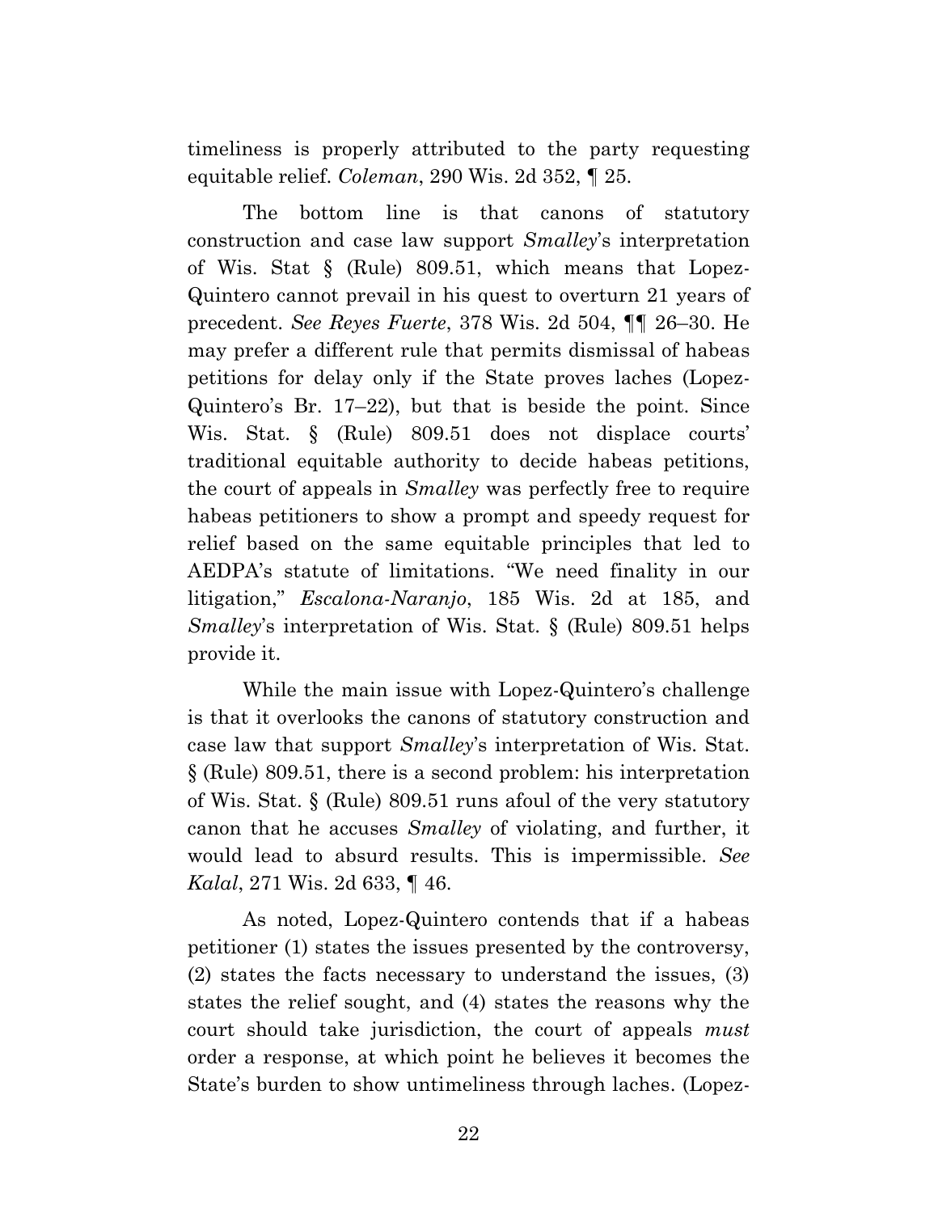timeliness is properly attributed to the party requesting equitable relief. *Coleman*, 290 Wis. 2d 352, ¶ 25.

The bottom line is that canons of statutory construction and case law support *Smalley*'s interpretation of Wis. Stat § (Rule) 809.51, which means that Lopez-Quintero cannot prevail in his quest to overturn 21 years of precedent. *See Reyes Fuerte*, 378 Wis. 2d 504, ¶¶ 26–30. He may prefer a different rule that permits dismissal of habeas petitions for delay only if the State proves laches (Lopez-Quintero's Br. 17–22), but that is beside the point. Since Wis. Stat. § (Rule) 809.51 does not displace courts' traditional equitable authority to decide habeas petitions, the court of appeals in *Smalley* was perfectly free to require habeas petitioners to show a prompt and speedy request for relief based on the same equitable principles that led to AEDPA's statute of limitations. "We need finality in our litigation," *Escalona-Naranjo*, 185 Wis. 2d at 185, and *Smalley*'s interpretation of Wis. Stat. § (Rule) 809.51 helps provide it.

While the main issue with Lopez-Quintero's challenge is that it overlooks the canons of statutory construction and case law that support *Smalley*'s interpretation of Wis. Stat. § (Rule) 809.51, there is a second problem: his interpretation of Wis. Stat. § (Rule) 809.51 runs afoul of the very statutory canon that he accuses *Smalley* of violating, and further, it would lead to absurd results. This is impermissible. *See Kalal*, 271 Wis. 2d 633, ¶ 46.

As noted, Lopez-Quintero contends that if a habeas petitioner (1) states the issues presented by the controversy, (2) states the facts necessary to understand the issues, (3) states the relief sought, and (4) states the reasons why the court should take jurisdiction, the court of appeals *must* order a response, at which point he believes it becomes the State's burden to show untimeliness through laches. (Lopez-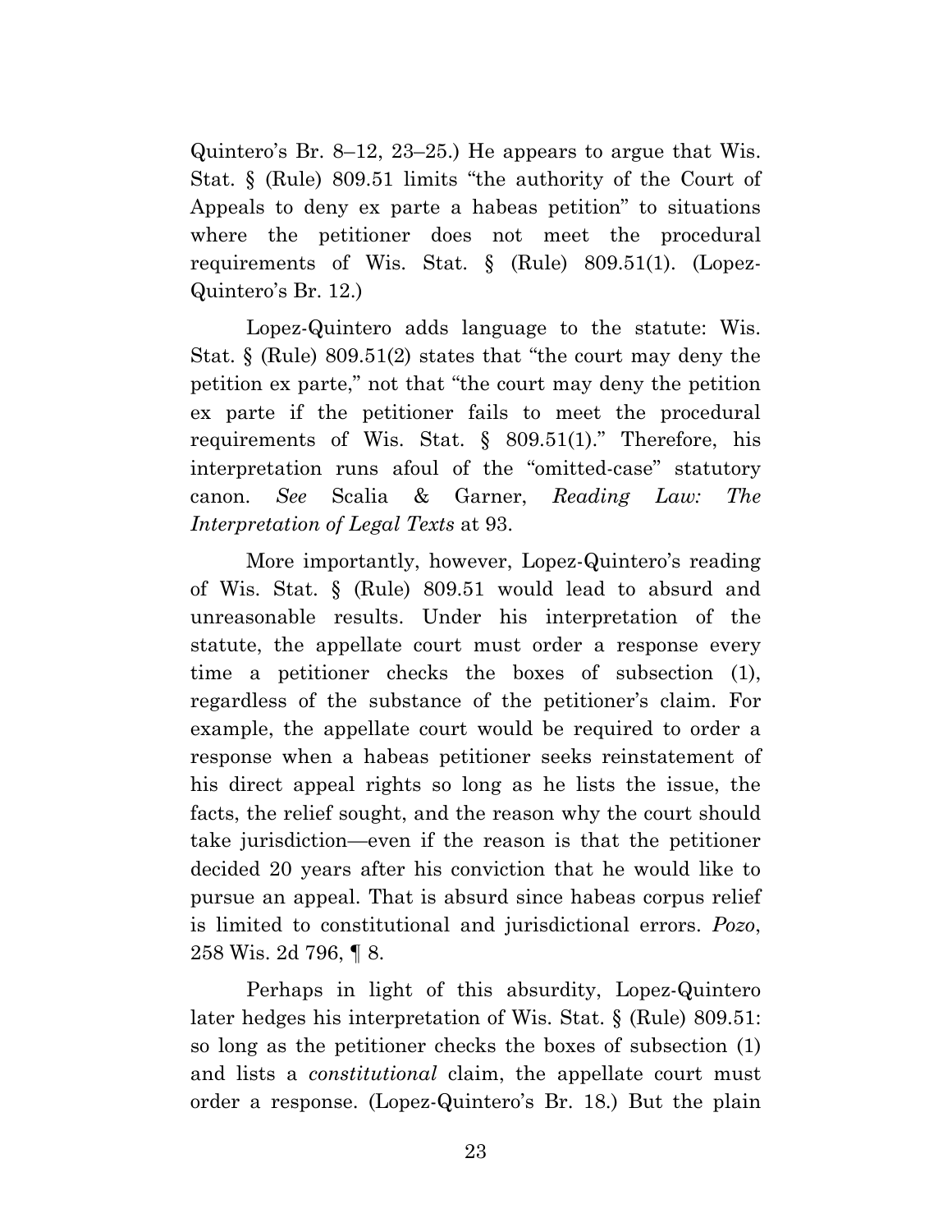Quintero's Br. 8–12, 23–25.) He appears to argue that Wis. Stat. § (Rule) 809.51 limits "the authority of the Court of Appeals to deny ex parte a habeas petition" to situations where the petitioner does not meet the procedural requirements of Wis. Stat. § (Rule) 809.51(1). (Lopez-Quintero's Br. 12.)

Lopez-Quintero adds language to the statute: Wis. Stat. § (Rule) 809.51(2) states that "the court may deny the petition ex parte," not that "the court may deny the petition ex parte if the petitioner fails to meet the procedural requirements of Wis. Stat. § 809.51(1)." Therefore, his interpretation runs afoul of the "omitted-case" statutory canon. *See* Scalia & Garner, *Reading Law: The Interpretation of Legal Texts* at 93.

More importantly, however, Lopez-Quintero's reading of Wis. Stat. § (Rule) 809.51 would lead to absurd and unreasonable results. Under his interpretation of the statute, the appellate court must order a response every time a petitioner checks the boxes of subsection (1), regardless of the substance of the petitioner's claim. For example, the appellate court would be required to order a response when a habeas petitioner seeks reinstatement of his direct appeal rights so long as he lists the issue, the facts, the relief sought, and the reason why the court should take jurisdiction—even if the reason is that the petitioner decided 20 years after his conviction that he would like to pursue an appeal. That is absurd since habeas corpus relief is limited to constitutional and jurisdictional errors. *Pozo*, 258 Wis. 2d 796, ¶ 8.

Perhaps in light of this absurdity, Lopez-Quintero later hedges his interpretation of Wis. Stat. § (Rule) 809.51: so long as the petitioner checks the boxes of subsection (1) and lists a *constitutional* claim, the appellate court must order a response. (Lopez-Quintero's Br. 18.) But the plain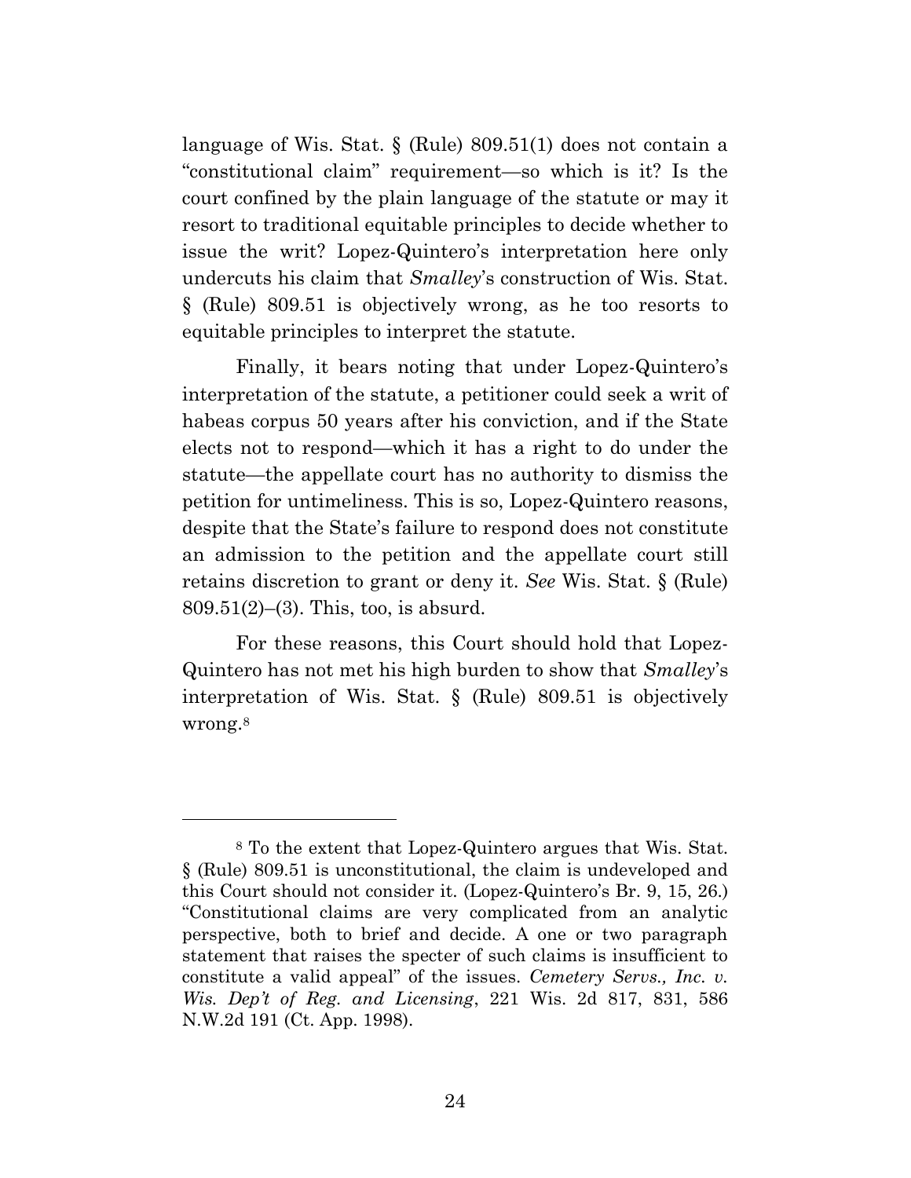language of Wis. Stat. § (Rule) 809.51(1) does not contain a "constitutional claim" requirement—so which is it? Is the court confined by the plain language of the statute or may it resort to traditional equitable principles to decide whether to issue the writ? Lopez-Quintero's interpretation here only undercuts his claim that *Smalley*'s construction of Wis. Stat. § (Rule) 809.51 is objectively wrong, as he too resorts to equitable principles to interpret the statute.

Finally, it bears noting that under Lopez-Quintero's interpretation of the statute, a petitioner could seek a writ of habeas corpus 50 years after his conviction, and if the State elects not to respond—which it has a right to do under the statute—the appellate court has no authority to dismiss the petition for untimeliness. This is so, Lopez-Quintero reasons, despite that the State's failure to respond does not constitute an admission to the petition and the appellate court still retains discretion to grant or deny it. *See* Wis. Stat. § (Rule) 809.51(2)–(3). This, too, is absurd.

For these reasons, this Court should hold that Lopez-Quintero has not met his high burden to show that *Smalley*'s interpretation of Wis. Stat. § (Rule) 809.51 is objectively wrong.[8]

---

[8] To the extent that Lopez-Quintero argues that Wis. Stat. § (Rule) 809.51 is unconstitutional, the claim is undeveloped and this Court should not consider it. (Lopez-Quintero's Br. 9, 15, 26.) "Constitutional claims are very complicated from an analytic perspective, both to brief and decide. A one or two paragraph statement that raises the specter of such claims is insufficient to constitute a valid appeal" of the issues. *Cemetery Servs., Inc. v. Wis. Dep't of Reg. and Licensing*, 221 Wis. 2d 817, 831, 586 N.W.2d 191 (Ct. App. 1998).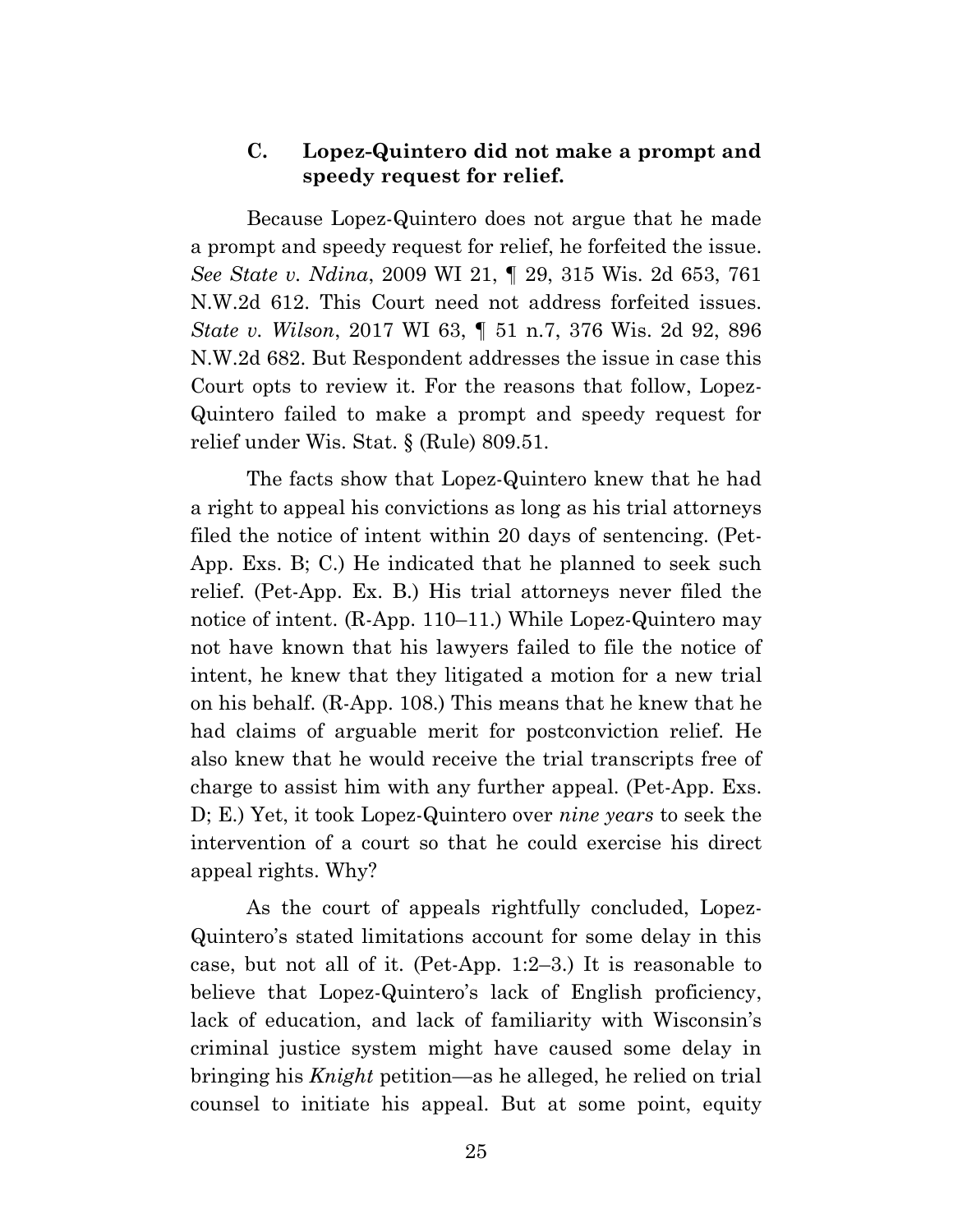### C. Lopez-Quintero did not make a prompt and speedy request for relief.

Because Lopez-Quintero does not argue that he made a prompt and speedy request for relief, he forfeited the issue. *See State v. Ndina*, 2009 WI 21, ¶ 29, 315 Wis. 2d 653, 761 N.W.2d 612. This Court need not address forfeited issues. *State v. Wilson*, 2017 WI 63, ¶ 51 n.7, 376 Wis. 2d 92, 896 N.W.2d 682. But Respondent addresses the issue in case this Court opts to review it. For the reasons that follow, Lopez-Quintero failed to make a prompt and speedy request for relief under Wis. Stat. § (Rule) 809.51.

The facts show that Lopez-Quintero knew that he had a right to appeal his convictions as long as his trial attorneys filed the notice of intent within 20 days of sentencing. (Pet-App. Exs. B; C.) He indicated that he planned to seek such relief. (Pet-App. Ex. B.) His trial attorneys never filed the notice of intent. (R-App. 110–11.) While Lopez-Quintero may not have known that his lawyers failed to file the notice of intent, he knew that they litigated a motion for a new trial on his behalf. (R-App. 108.) This means that he knew that he had claims of arguable merit for postconviction relief. He also knew that he would receive the trial transcripts free of charge to assist him with any further appeal. (Pet-App. Exs. D; E.) Yet, it took Lopez-Quintero over *nine years* to seek the intervention of a court so that he could exercise his direct appeal rights. Why?

As the court of appeals rightfully concluded, Lopez-Quintero's stated limitations account for some delay in this case, but not all of it. (Pet-App. 1:2–3.) It is reasonable to believe that Lopez-Quintero's lack of English proficiency, lack of education, and lack of familiarity with Wisconsin's criminal justice system might have caused some delay in bringing his *Knight* petition—as he alleged, he relied on trial counsel to initiate his appeal. But at some point, equity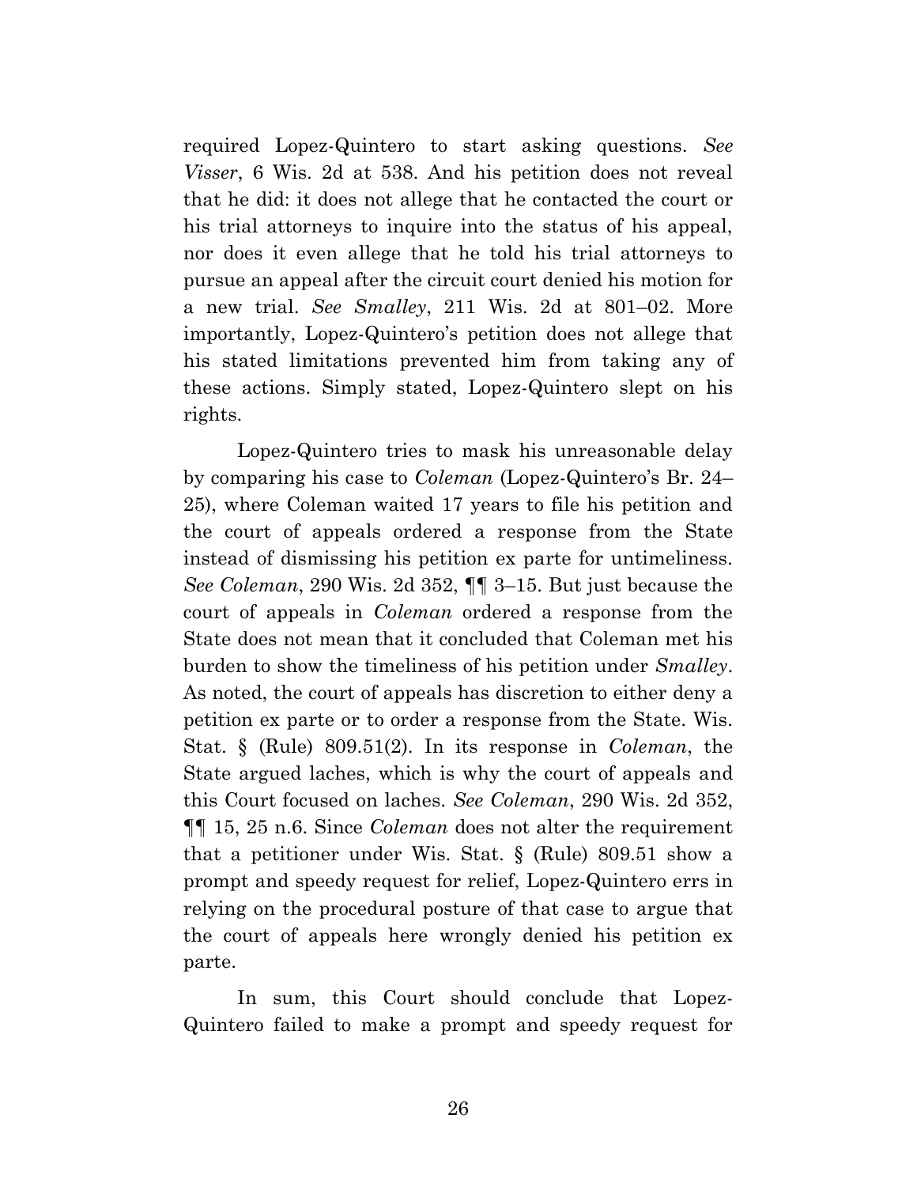required Lopez-Quintero to start asking questions. *See Visser*, 6 Wis. 2d at 538. And his petition does not reveal that he did: it does not allege that he contacted the court or his trial attorneys to inquire into the status of his appeal, nor does it even allege that he told his trial attorneys to pursue an appeal after the circuit court denied his motion for a new trial. *See Smalley*, 211 Wis. 2d at 801–02. More importantly, Lopez-Quintero's petition does not allege that his stated limitations prevented him from taking any of these actions. Simply stated, Lopez-Quintero slept on his rights.

Lopez-Quintero tries to mask his unreasonable delay by comparing his case to *Coleman* (Lopez-Quintero's Br. 24–25), where Coleman waited 17 years to file his petition and the court of appeals ordered a response from the State instead of dismissing his petition ex parte for untimeliness. *See Coleman*, 290 Wis. 2d 352, ¶¶ 3–15. But just because the court of appeals in *Coleman* ordered a response from the State does not mean that it concluded that Coleman met his burden to show the timeliness of his petition under *Smalley*. As noted, the court of appeals has discretion to either deny a petition ex parte or to order a response from the State. Wis. Stat. § (Rule) 809.51(2). In its response in *Coleman*, the State argued laches, which is why the court of appeals and this Court focused on laches. *See Coleman*, 290 Wis. 2d 352, ¶¶ 15, 25 n.6. Since *Coleman* does not alter the requirement that a petitioner under Wis. Stat. § (Rule) 809.51 show a prompt and speedy request for relief, Lopez-Quintero errs in relying on the procedural posture of that case to argue that the court of appeals here wrongly denied his petition ex parte.

In sum, this Court should conclude that Lopez-Quintero failed to make a prompt and speedy request for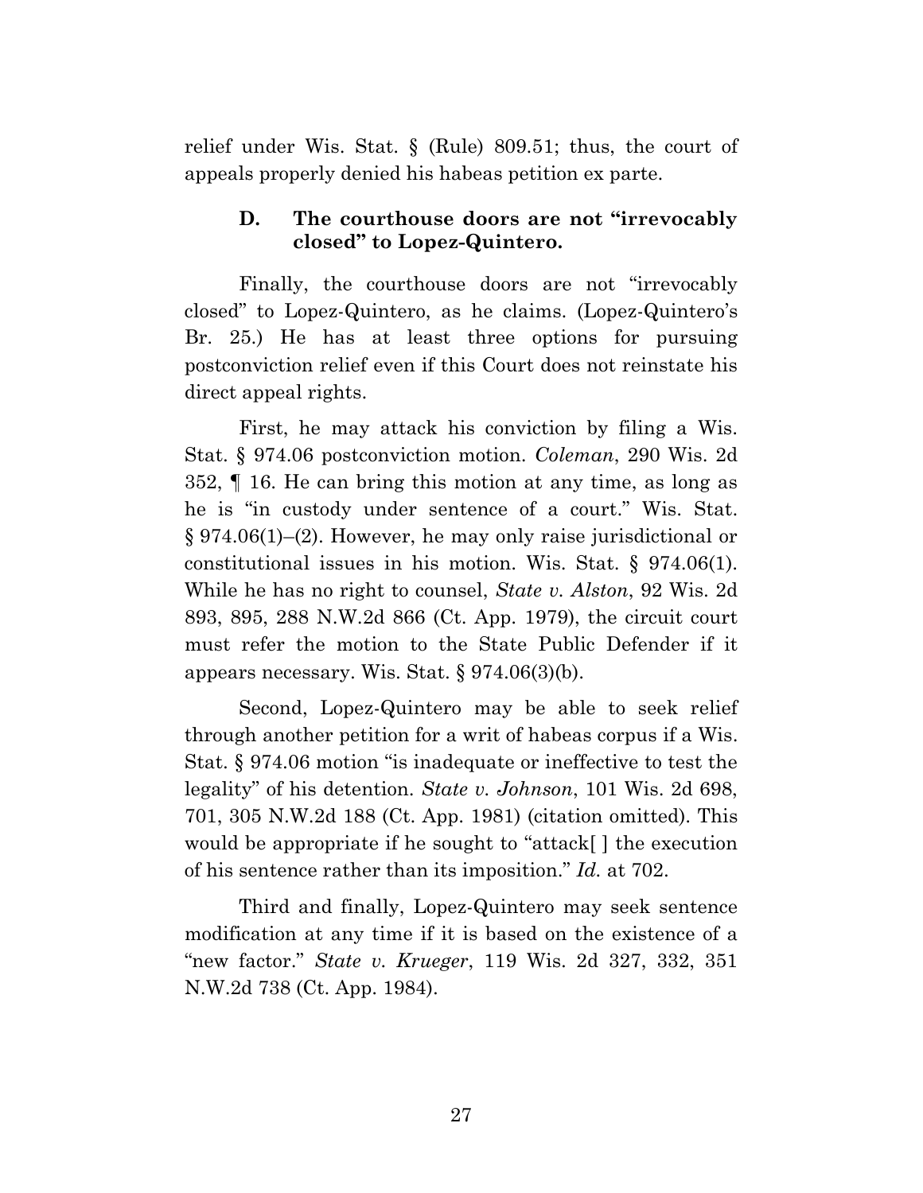relief under Wis. Stat. § (Rule) 809.51; thus, the court of appeals properly denied his habeas petition ex parte.

### D. The courthouse doors are not "irrevocably closed" to Lopez-Quintero.

Finally, the courthouse doors are not "irrevocably closed" to Lopez-Quintero, as he claims. (Lopez-Quintero's Br. 25.) He has at least three options for pursuing postconviction relief even if this Court does not reinstate his direct appeal rights.

First, he may attack his conviction by filing a Wis. Stat. § 974.06 postconviction motion. *Coleman*, 290 Wis. 2d 352, ¶ 16. He can bring this motion at any time, as long as he is "in custody under sentence of a court." Wis. Stat. § 974.06(1)–(2). However, he may only raise jurisdictional or constitutional issues in his motion. Wis. Stat. § 974.06(1). While he has no right to counsel, *State v. Alston*, 92 Wis. 2d 893, 895, 288 N.W.2d 866 (Ct. App. 1979), the circuit court must refer the motion to the State Public Defender if it appears necessary. Wis. Stat. § 974.06(3)(b).

Second, Lopez-Quintero may be able to seek relief through another petition for a writ of habeas corpus if a Wis. Stat. § 974.06 motion "is inadequate or ineffective to test the legality" of his detention. *State v. Johnson*, 101 Wis. 2d 698, 701, 305 N.W.2d 188 (Ct. App. 1981) (citation omitted). This would be appropriate if he sought to "attack[ ] the execution of his sentence rather than its imposition." *Id.* at 702.

Third and finally, Lopez-Quintero may seek sentence modification at any time if it is based on the existence of a "new factor." *State v. Krueger*, 119 Wis. 2d 327, 332, 351 N.W.2d 738 (Ct. App. 1984).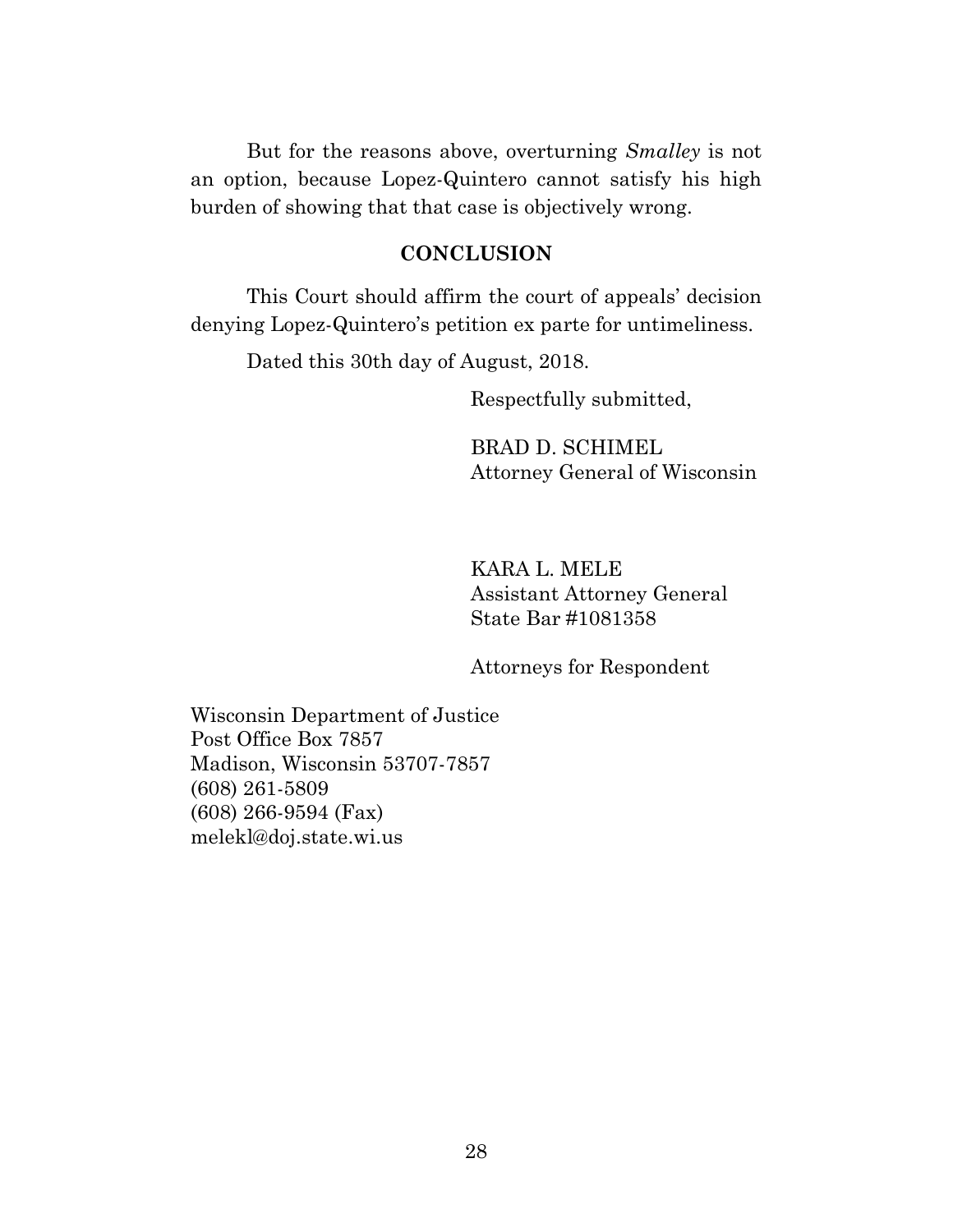But for the reasons above, overturning *Smalley* is not an option, because Lopez-Quintero cannot satisfy his high burden of showing that that case is objectively wrong.

## CONCLUSION

This Court should affirm the court of appeals' decision denying Lopez-Quintero's petition ex parte for untimeliness.

Dated this 30th day of August, 2018.

Respectfully submitted,

BRAD D. SCHIMEL
Attorney General of Wisconsin

KARA L. MELE
Assistant Attorney General
State Bar #1081358

Attorneys for Respondent

Wisconsin Department of Justice
Post Office Box 7857
Madison, Wisconsin 53707-7857
(608) 261-5809
(608) 266-9594 (Fax)
melekl@doj.state.wi.us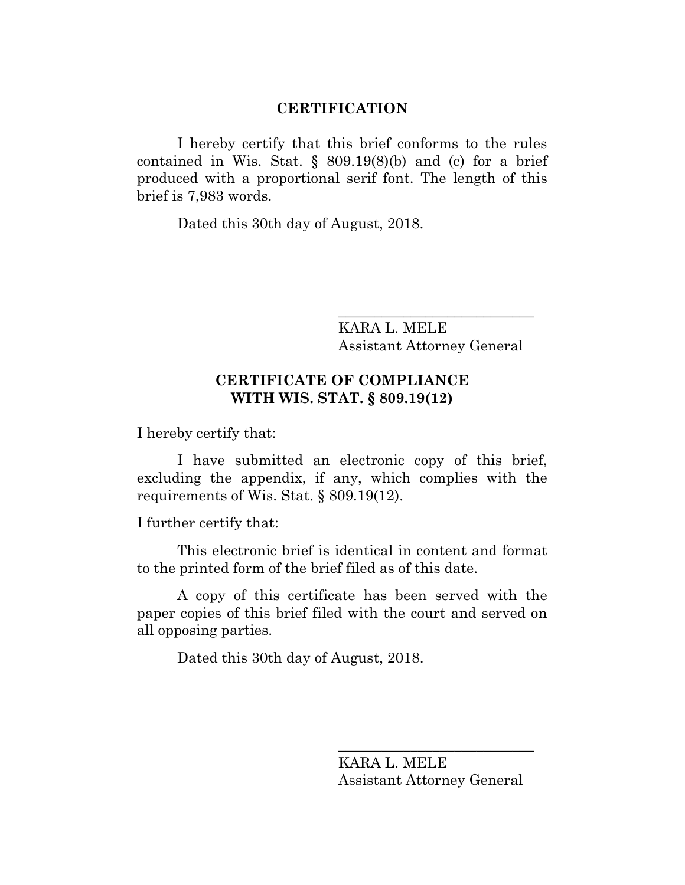## CERTIFICATION

I hereby certify that this brief conforms to the rules contained in Wis. Stat. § 809.19(8)(b) and (c) for a brief produced with a proportional serif font. The length of this brief is 7,983 words.

Dated this 30th day of August, 2018.

\_\_\_\_\_\_\_\_\_\_\_\_\_\_\_\_\_\_\_\_\_\_\_\_\_\_\_\_
KARA L. MELE
Assistant Attorney General

## CERTIFICATE OF COMPLIANCE WITH WIS. STAT. § 809.19(12)

I hereby certify that:

I have submitted an electronic copy of this brief, excluding the appendix, if any, which complies with the requirements of Wis. Stat. § 809.19(12).

I further certify that:

This electronic brief is identical in content and format to the printed form of the brief filed as of this date.

A copy of this certificate has been served with the paper copies of this brief filed with the court and served on all opposing parties.

Dated this 30th day of August, 2018.

\_\_\_\_\_\_\_\_\_\_\_\_\_\_\_\_\_\_\_\_\_\_\_\_\_\_\_\_
KARA L. MELE
Assistant Attorney General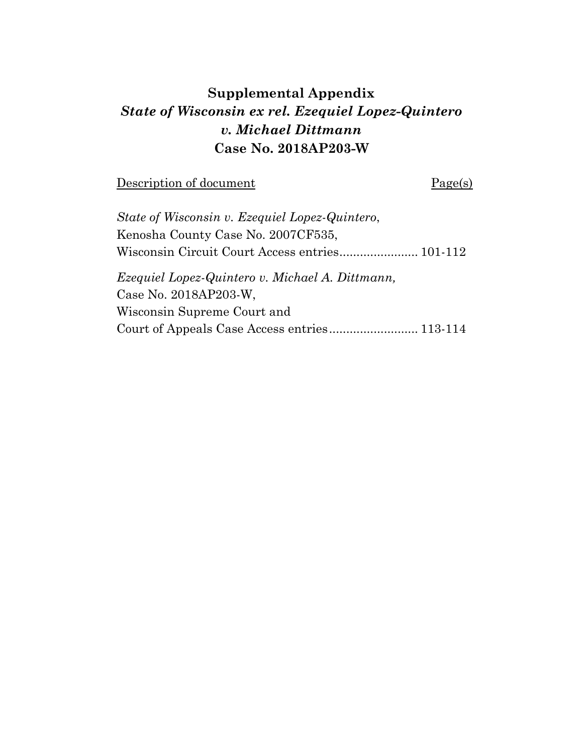**Supplemental Appendix**
***State of Wisconsin ex rel. Ezequiel Lopez-Quintero v. Michael Dittmann***
**Case No. 2018AP203-W**

| <u>Description of document</u> | <u>Page(s)</u> |
|---|---|
| *State of Wisconsin v. Ezequiel Lopez-Quintero*, Kenosha County Case No. 2007CF535, Wisconsin Circuit Court Access entries | 101-112 |
| *Ezequiel Lopez-Quintero v. Michael A. Dittmann,* Case No. 2018AP203-W, Wisconsin Supreme Court and Court of Appeals Case Access entries | 113-114 |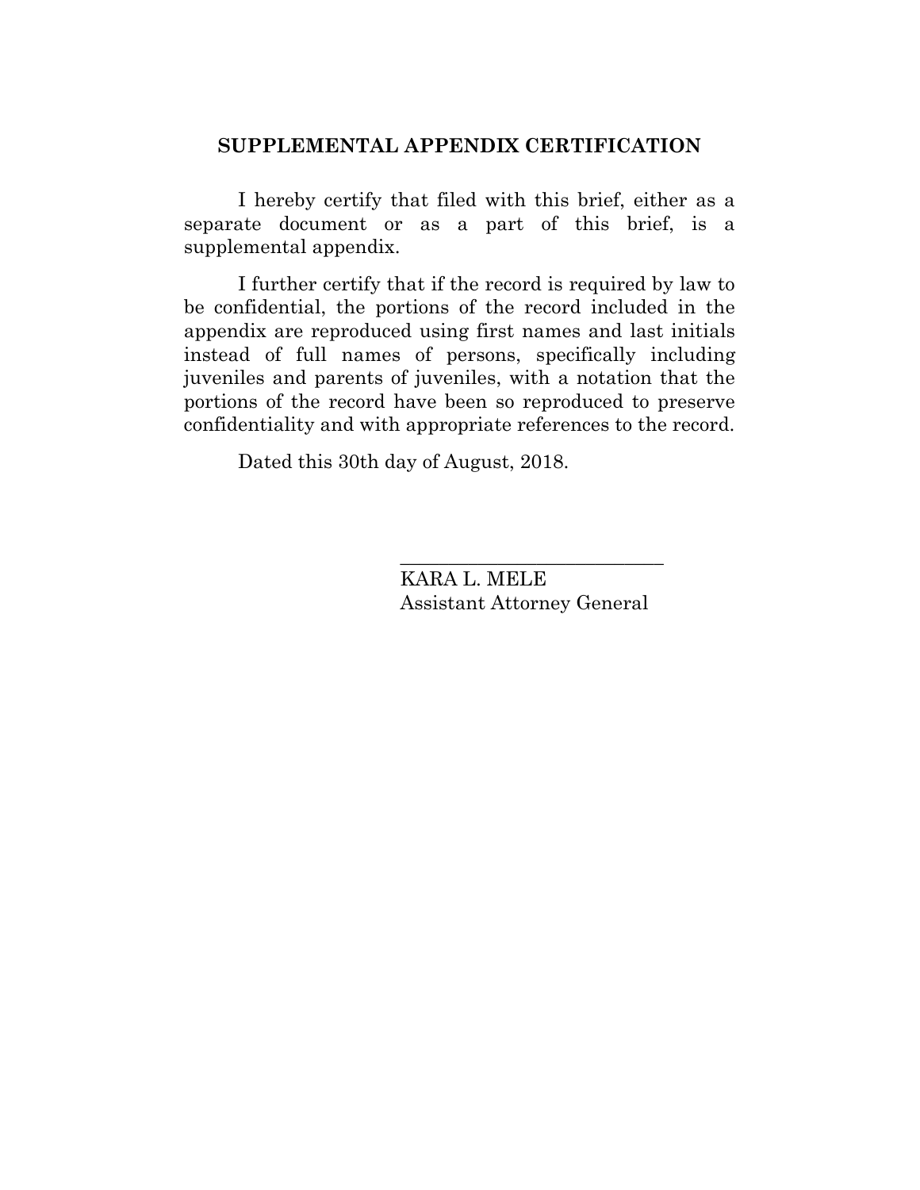## SUPPLEMENTAL APPENDIX CERTIFICATION

I hereby certify that filed with this brief, either as a separate document or as a part of this brief, is a supplemental appendix.

I further certify that if the record is required by law to be confidential, the portions of the record included in the appendix are reproduced using first names and last initials instead of full names of persons, specifically including juveniles and parents of juveniles, with a notation that the portions of the record have been so reproduced to preserve confidentiality and with appropriate references to the record.

Dated this 30th day of August, 2018.

\_\_\_\_\_\_\_\_\_\_\_\_\_\_\_\_\_\_\_\_\_\_\_\_\_\_\_\_

KARA L. MELE
Assistant Attorney General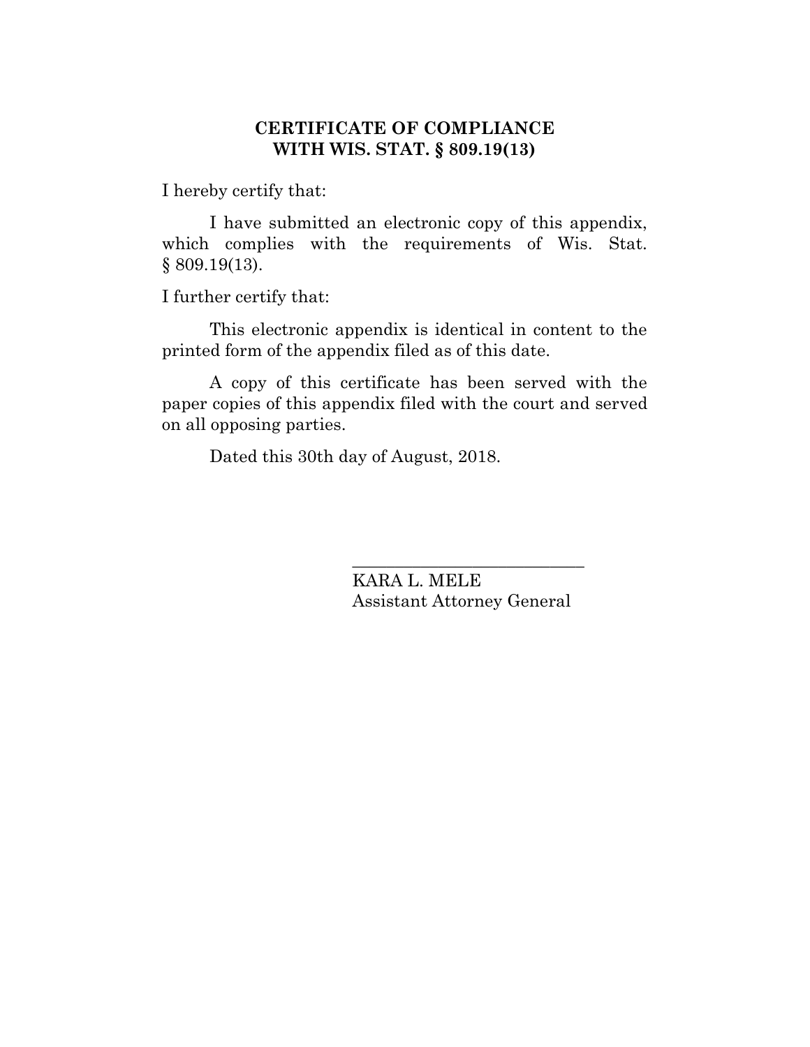**CERTIFICATE OF COMPLIANCE**
**WITH WIS. STAT. § 809.19(13)**

I hereby certify that:

I have submitted an electronic copy of this appendix, which complies with the requirements of Wis. Stat. § 809.19(13).

I further certify that:

This electronic appendix is identical in content to the printed form of the appendix filed as of this date.

A copy of this certificate has been served with the paper copies of this appendix filed with the court and served on all opposing parties.

Dated this 30th day of August, 2018.

\_\_\_\_\_\_\_\_\_\_\_\_\_\_\_\_\_\_\_\_\_\_\_\_\_\_\_\_
KARA L. MELE
Assistant Attorney General